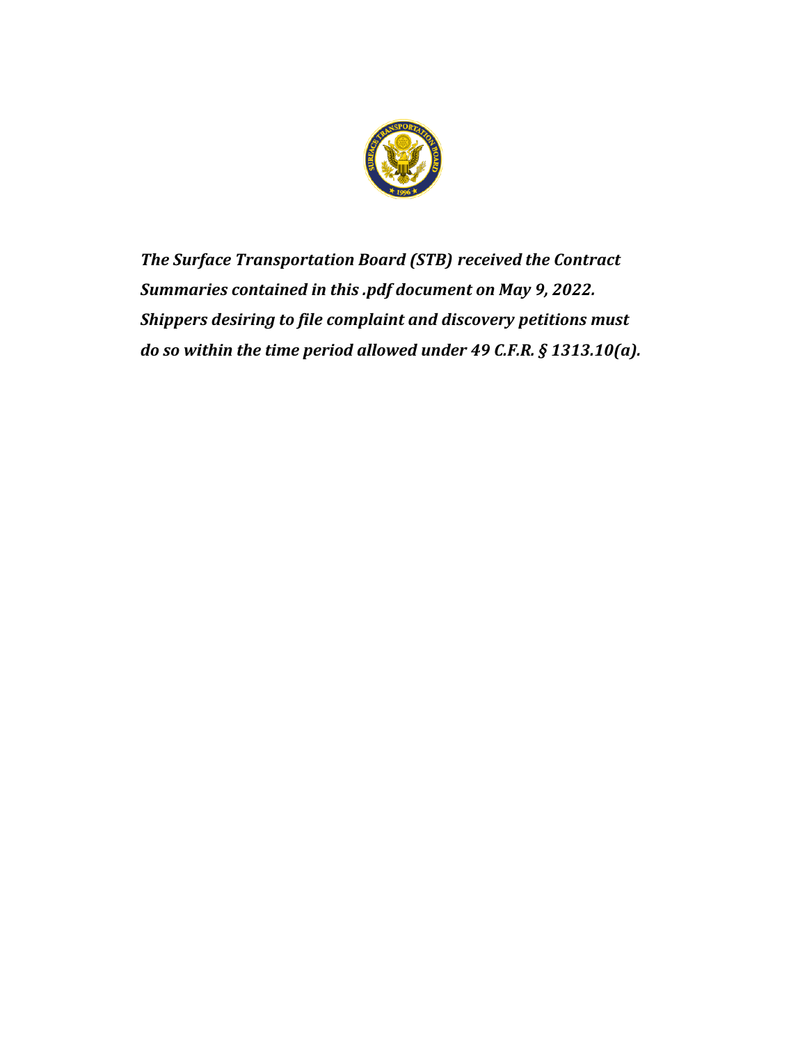***The Surface Transportation Board (STB) received the Contract Summaries contained in this .pdf document on May 9, 2022. Shippers desiring to file complaint and discovery petitions must do so within the time period allowed under 49 C.F.R. § 1313.10(a).***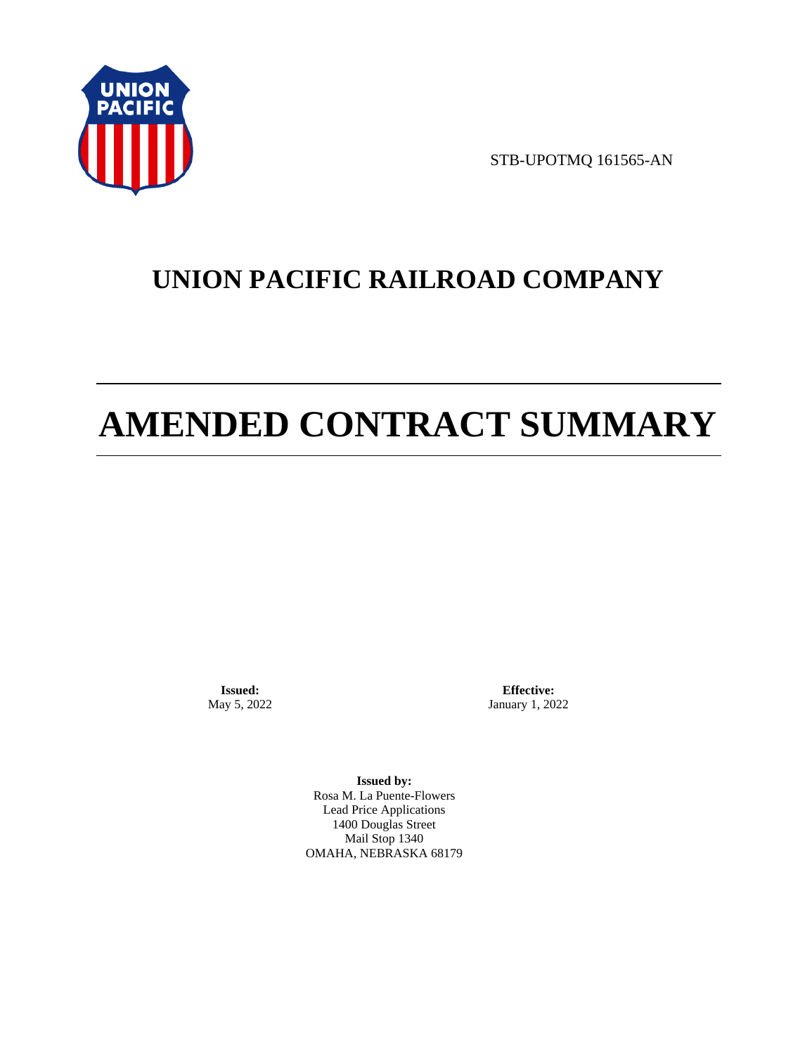STB-UPOTMQ 161565-AN

# UNION PACIFIC RAILROAD COMPANY

# AMENDED CONTRACT SUMMARY

**Issued:**
May 5, 2022

**Effective:**
January 1, 2022

**Issued by:**
Rosa M. La Puente-Flowers
Lead Price Applications
1400 Douglas Street
Mail Stop 1340
OMAHA, NEBRASKA 68179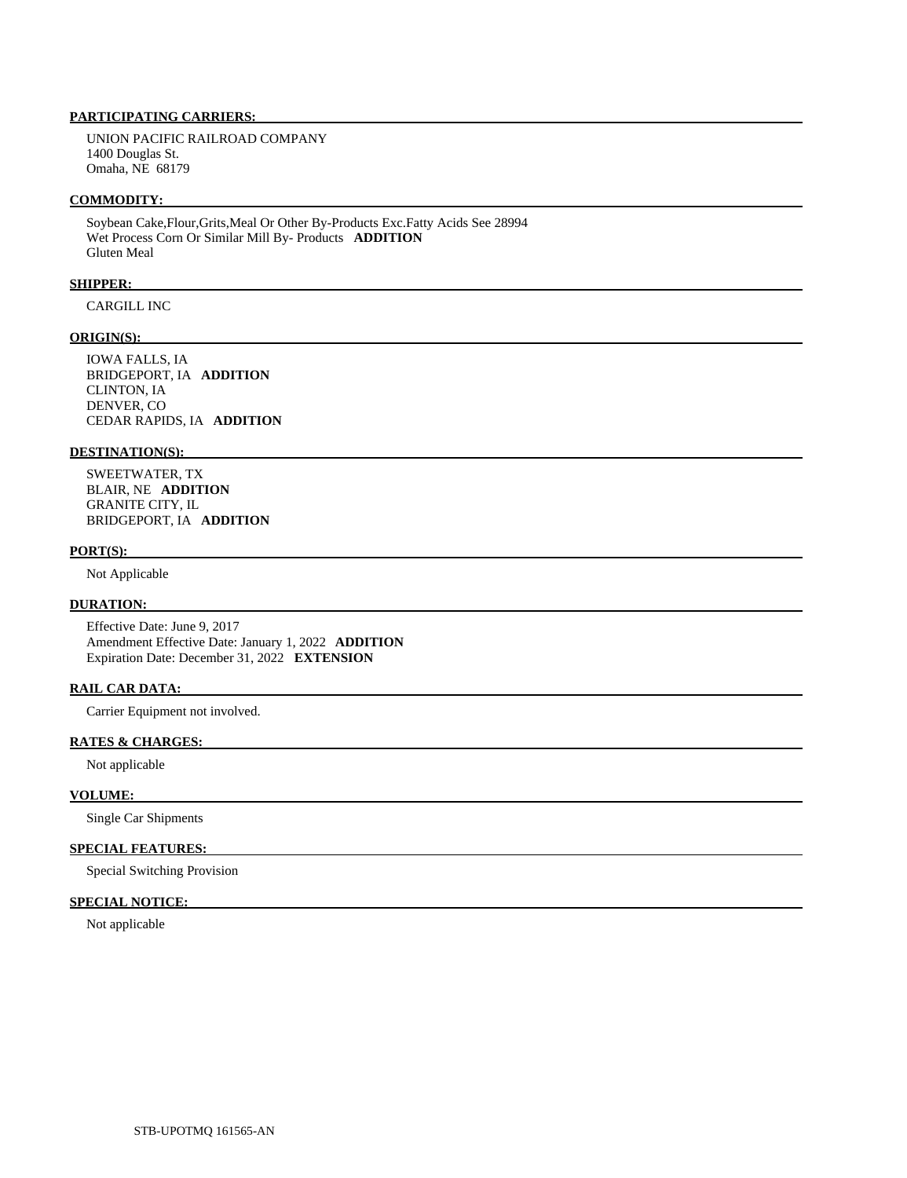**PARTICIPATING CARRIERS:**

UNION PACIFIC RAILROAD COMPANY
1400 Douglas St.
Omaha, NE 68179

**COMMODITY:**

Soybean Cake,Flour,Grits,Meal Or Other By-Products Exc.Fatty Acids See 28994
Wet Process Corn Or Similar Mill By- Products **ADDITION**
Gluten Meal

**SHIPPER:**

CARGILL INC

**ORIGIN(S):**

IOWA FALLS, IA
BRIDGEPORT, IA **ADDITION**
CLINTON, IA
DENVER, CO
CEDAR RAPIDS, IA **ADDITION**

**DESTINATION(S):**

SWEETWATER, TX
BLAIR, NE **ADDITION**
GRANITE CITY, IL
BRIDGEPORT, IA **ADDITION**

**PORT(S):**

Not Applicable

**DURATION:**

Effective Date: June 9, 2017
Amendment Effective Date: January 1, 2022 **ADDITION**
Expiration Date: December 31, 2022 **EXTENSION**

**RAIL CAR DATA:**

Carrier Equipment not involved.

**RATES & CHARGES:**

Not applicable

**VOLUME:**

Single Car Shipments

**SPECIAL FEATURES:**

Special Switching Provision

**SPECIAL NOTICE:**

Not applicable

STB-UPOTMQ 161565-AN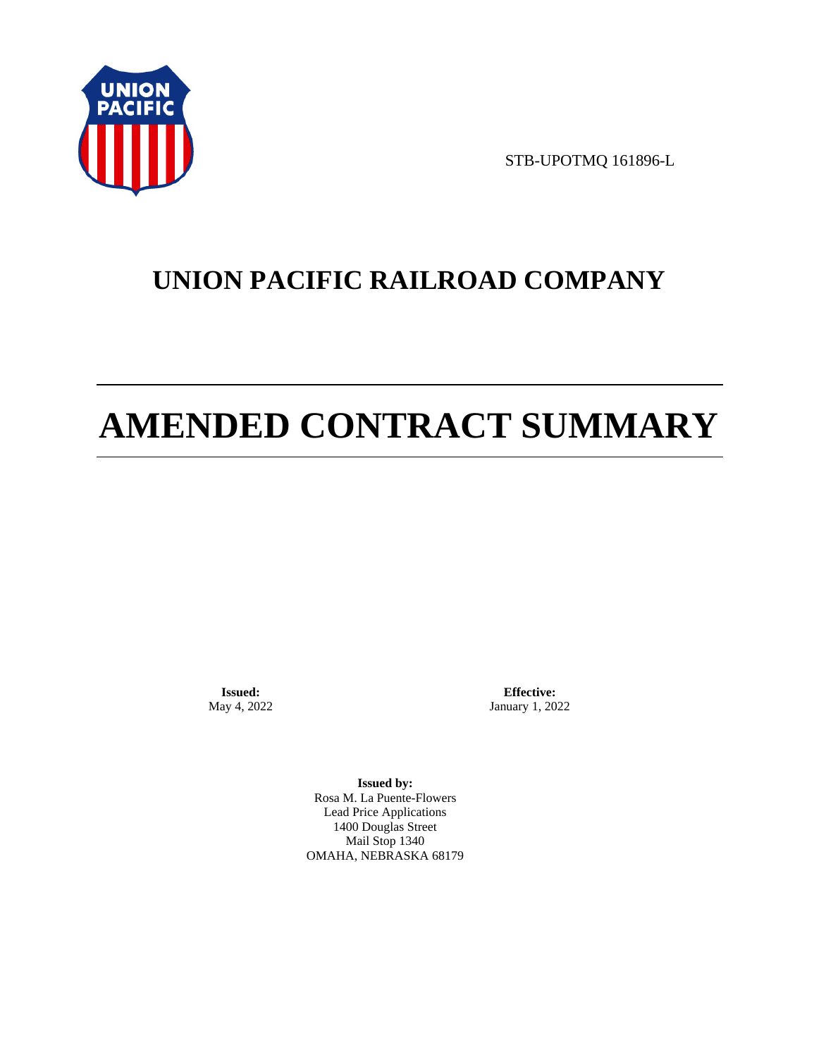STB-UPOTMQ 161896-L

# UNION PACIFIC RAILROAD COMPANY

# AMENDED CONTRACT SUMMARY

**Issued:**
May 4, 2022

**Effective:**
January 1, 2022

**Issued by:**
Rosa M. La Puente-Flowers
Lead Price Applications
1400 Douglas Street
Mail Stop 1340
OMAHA, NEBRASKA 68179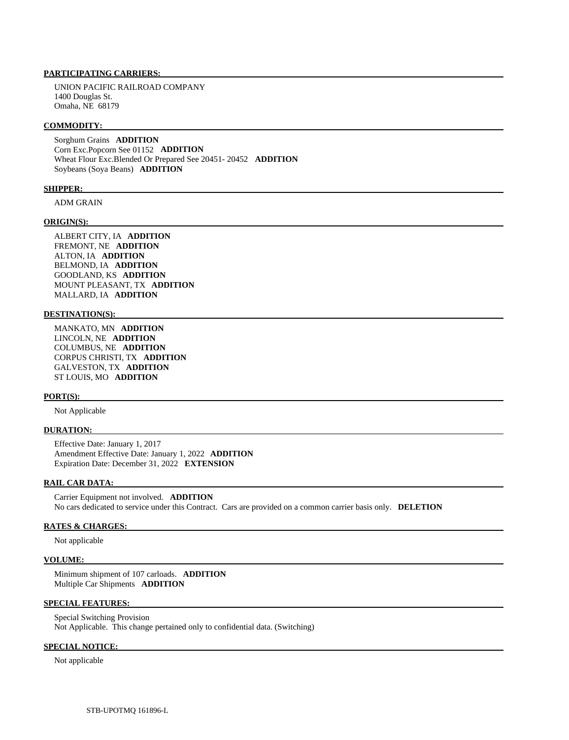**PARTICIPATING CARRIERS:**

UNION PACIFIC RAILROAD COMPANY
1400 Douglas St.
Omaha, NE 68179

**COMMODITY:**

Sorghum Grains **ADDITION**
Corn Exc.Popcorn See 01152 **ADDITION**
Wheat Flour Exc.Blended Or Prepared See 20451- 20452 **ADDITION**
Soybeans (Soya Beans) **ADDITION**

**SHIPPER:**

ADM GRAIN

**ORIGIN(S):**

ALBERT CITY, IA **ADDITION**
FREMONT, NE **ADDITION**
ALTON, IA **ADDITION**
BELMOND, IA **ADDITION**
GOODLAND, KS **ADDITION**
MOUNT PLEASANT, TX **ADDITION**
MALLARD, IA **ADDITION**

**DESTINATION(S):**

MANKATO, MN **ADDITION**
LINCOLN, NE **ADDITION**
COLUMBUS, NE **ADDITION**
CORPUS CHRISTI, TX **ADDITION**
GALVESTON, TX **ADDITION**
ST LOUIS, MO **ADDITION**

**PORT(S):**

Not Applicable

**DURATION:**

Effective Date: January 1, 2017
Amendment Effective Date: January 1, 2022 **ADDITION**
Expiration Date: December 31, 2022 **EXTENSION**

**RAIL CAR DATA:**

Carrier Equipment not involved. **ADDITION**
No cars dedicated to service under this Contract. Cars are provided on a common carrier basis only. **DELETION**

**RATES & CHARGES:**

Not applicable

**VOLUME:**

Minimum shipment of 107 carloads. **ADDITION**
Multiple Car Shipments **ADDITION**

**SPECIAL FEATURES:**

Special Switching Provision
Not Applicable. This change pertained only to confidential data. (Switching)

**SPECIAL NOTICE:**

Not applicable

STB-UPOTMQ 161896-L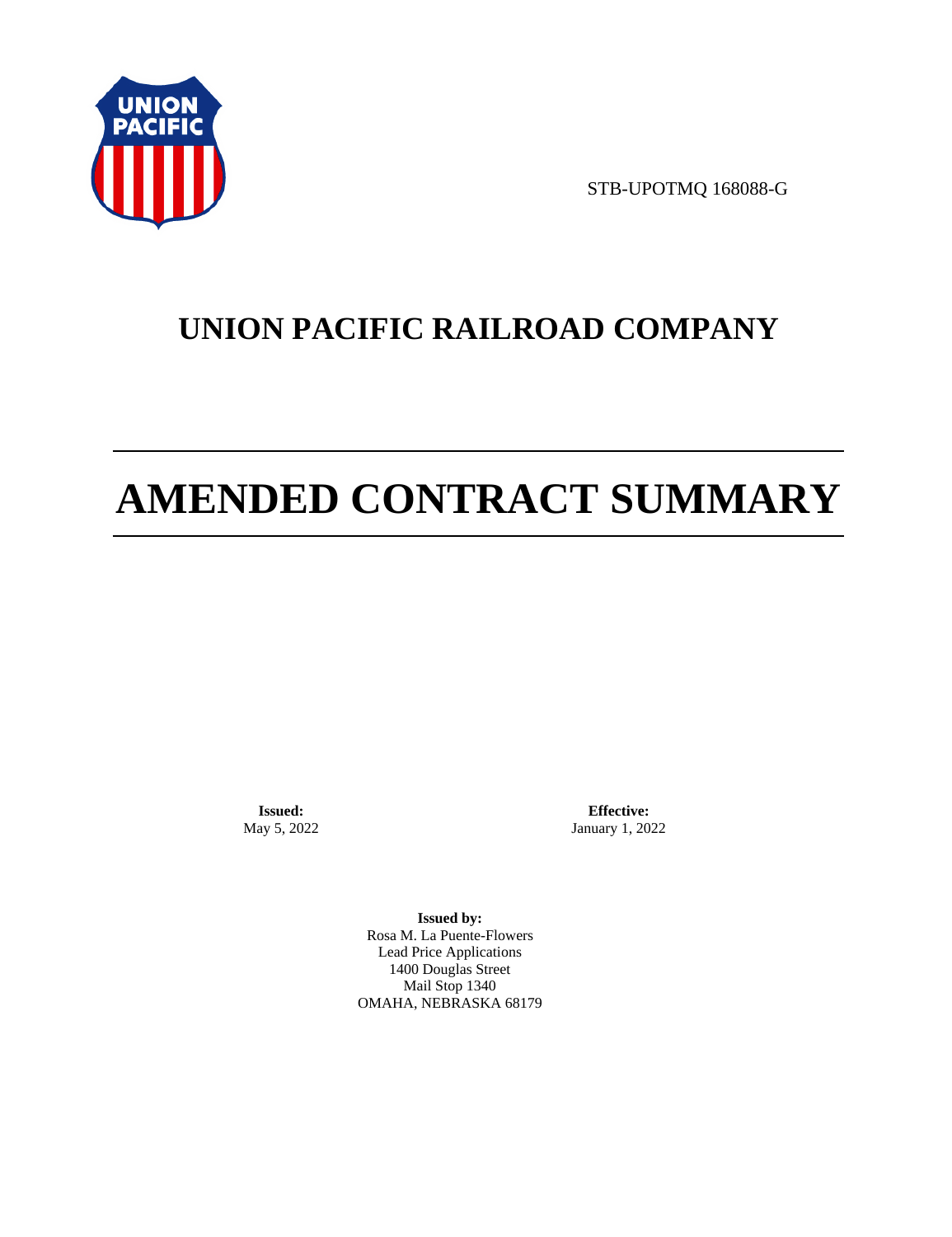STB-UPOTMQ 168088-G

# UNION PACIFIC RAILROAD COMPANY

# AMENDED CONTRACT SUMMARY

**Issued:**
May 5, 2022

**Effective:**
January 1, 2022

**Issued by:**
Rosa M. La Puente-Flowers
Lead Price Applications
1400 Douglas Street
Mail Stop 1340
OMAHA, NEBRASKA 68179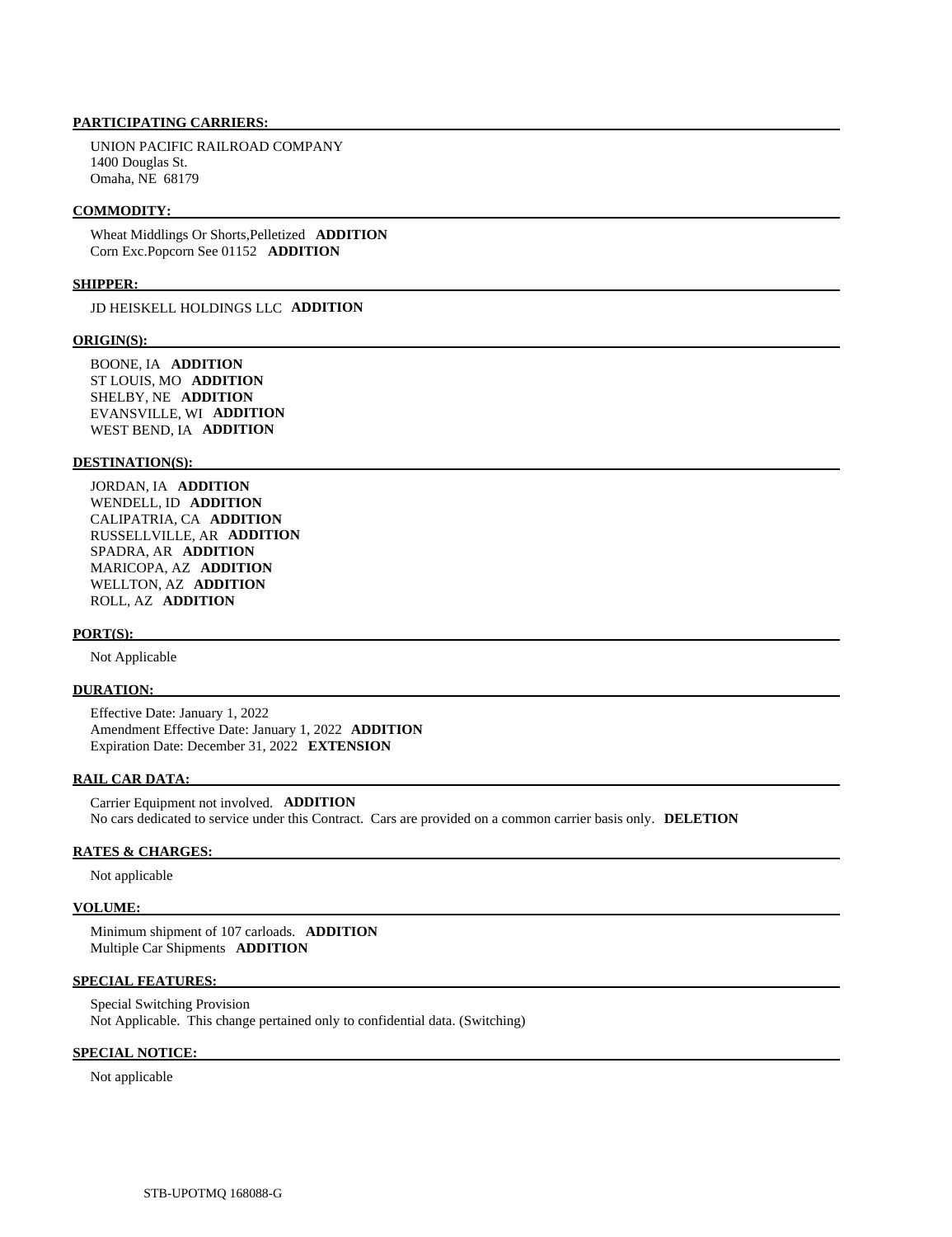**PARTICIPATING CARRIERS:**

UNION PACIFIC RAILROAD COMPANY
1400 Douglas St.
Omaha, NE 68179

**COMMODITY:**

Wheat Middlings Or Shorts,Pelletized **ADDITION**
Corn Exc.Popcorn See 01152 **ADDITION**

**SHIPPER:**

JD HEISKELL HOLDINGS LLC **ADDITION**

**ORIGIN(S):**

BOONE, IA **ADDITION**
ST LOUIS, MO **ADDITION**
SHELBY, NE **ADDITION**
EVANSVILLE, WI **ADDITION**
WEST BEND, IA **ADDITION**

**DESTINATION(S):**

JORDAN, IA **ADDITION**
WENDELL, ID **ADDITION**
CALIPATRIA, CA **ADDITION**
RUSSELLVILLE, AR **ADDITION**
SPADRA, AR **ADDITION**
MARICOPA, AZ **ADDITION**
WELLTON, AZ **ADDITION**
ROLL, AZ **ADDITION**

**PORT(S):**

Not Applicable

**DURATION:**

Effective Date: January 1, 2022
Amendment Effective Date: January 1, 2022 **ADDITION**
Expiration Date: December 31, 2022 **EXTENSION**

**RAIL CAR DATA:**

Carrier Equipment not involved. **ADDITION**
No cars dedicated to service under this Contract. Cars are provided on a common carrier basis only. **DELETION**

**RATES & CHARGES:**

Not applicable

**VOLUME:**

Minimum shipment of 107 carloads. **ADDITION**
Multiple Car Shipments **ADDITION**

**SPECIAL FEATURES:**

Special Switching Provision
Not Applicable. This change pertained only to confidential data. (Switching)

**SPECIAL NOTICE:**

Not applicable

STB-UPOTMQ 168088-G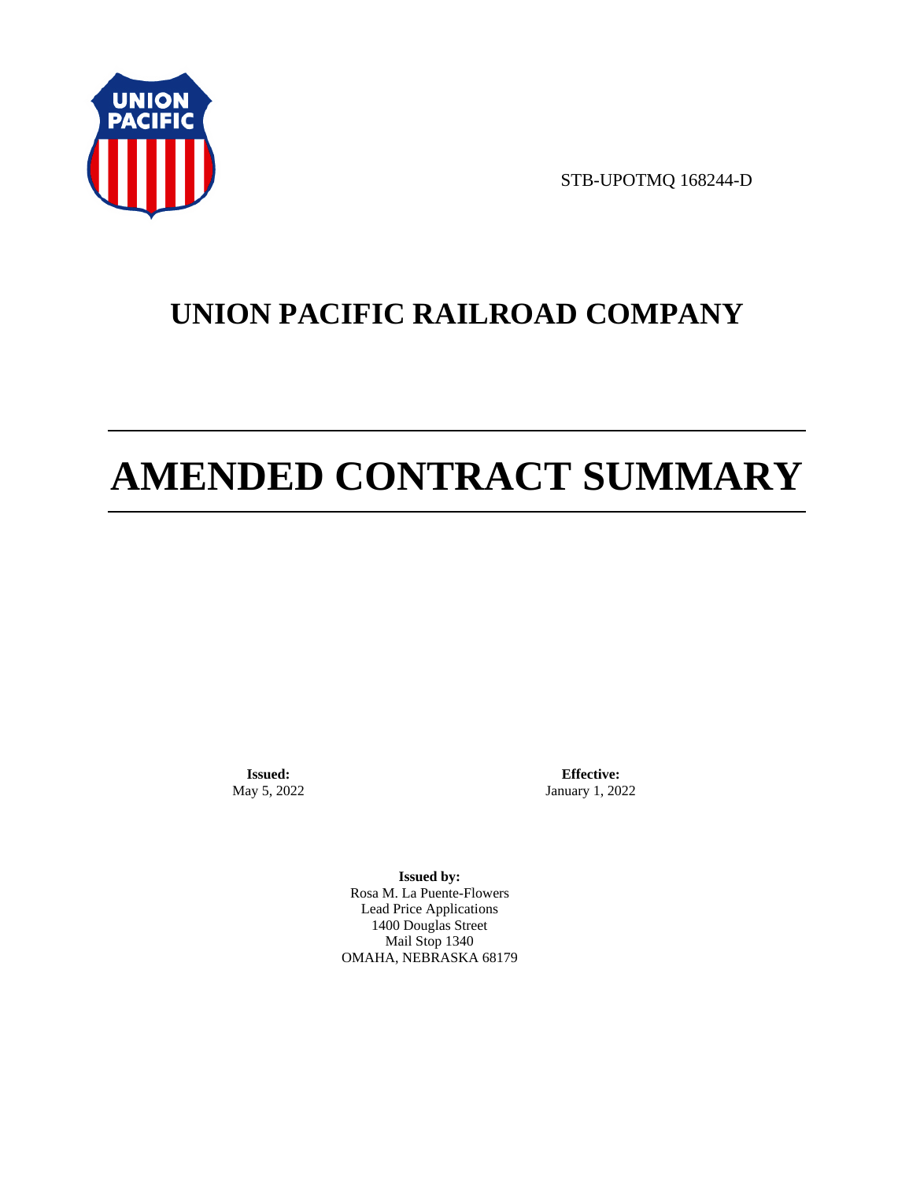STB-UPOTMQ 168244-D

# UNION PACIFIC RAILROAD COMPANY

# AMENDED CONTRACT SUMMARY

**Issued:**
May 5, 2022

**Effective:**
January 1, 2022

**Issued by:**
Rosa M. La Puente-Flowers
Lead Price Applications
1400 Douglas Street
Mail Stop 1340
OMAHA, NEBRASKA 68179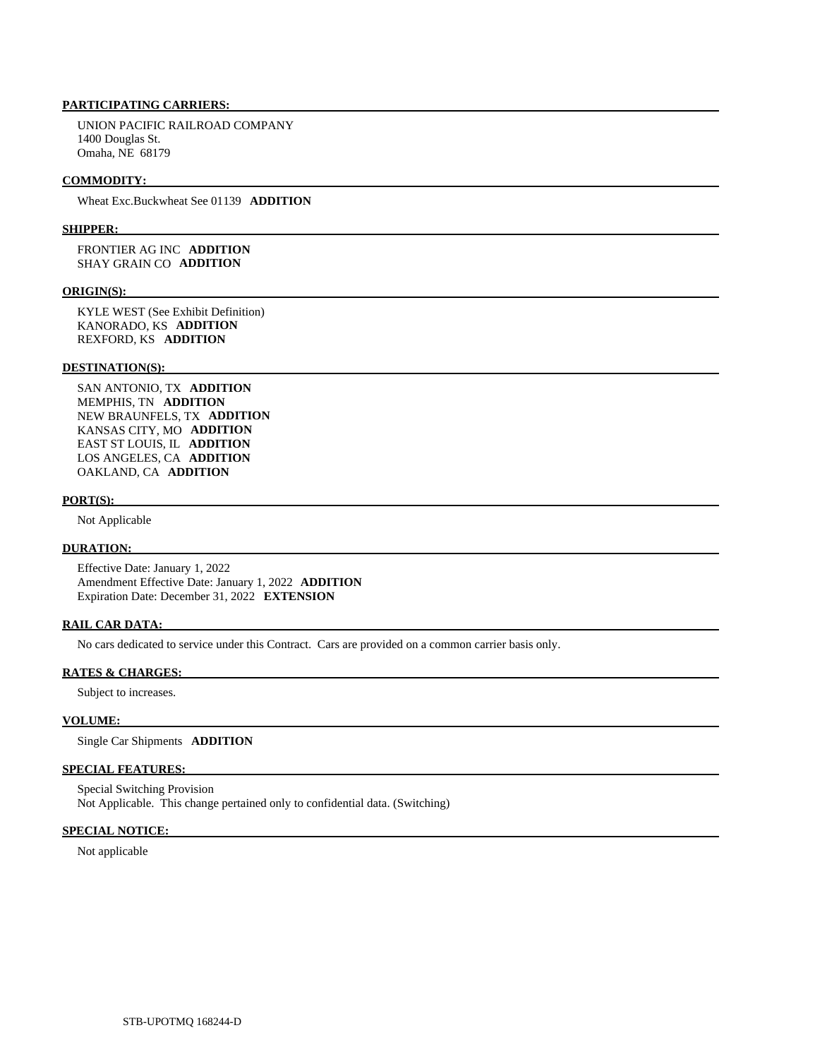**PARTICIPATING CARRIERS:**

UNION PACIFIC RAILROAD COMPANY
1400 Douglas St.
Omaha, NE 68179

**COMMODITY:**

Wheat Exc.Buckwheat See 01139 **ADDITION**

**SHIPPER:**

FRONTIER AG INC **ADDITION**
SHAY GRAIN CO **ADDITION**

**ORIGIN(S):**

KYLE WEST (See Exhibit Definition)
KANORADO, KS **ADDITION**
REXFORD, KS **ADDITION**

**DESTINATION(S):**

SAN ANTONIO, TX **ADDITION**
MEMPHIS, TN **ADDITION**
NEW BRAUNFELS, TX **ADDITION**
KANSAS CITY, MO **ADDITION**
EAST ST LOUIS, IL **ADDITION**
LOS ANGELES, CA **ADDITION**
OAKLAND, CA **ADDITION**

**PORT(S):**

Not Applicable

**DURATION:**

Effective Date: January 1, 2022
Amendment Effective Date: January 1, 2022 **ADDITION**
Expiration Date: December 31, 2022 **EXTENSION**

**RAIL CAR DATA:**

No cars dedicated to service under this Contract. Cars are provided on a common carrier basis only.

**RATES & CHARGES:**

Subject to increases.

**VOLUME:**

Single Car Shipments **ADDITION**

**SPECIAL FEATURES:**

Special Switching Provision
Not Applicable. This change pertained only to confidential data. (Switching)

**SPECIAL NOTICE:**

Not applicable

STB-UPOTMQ 168244-D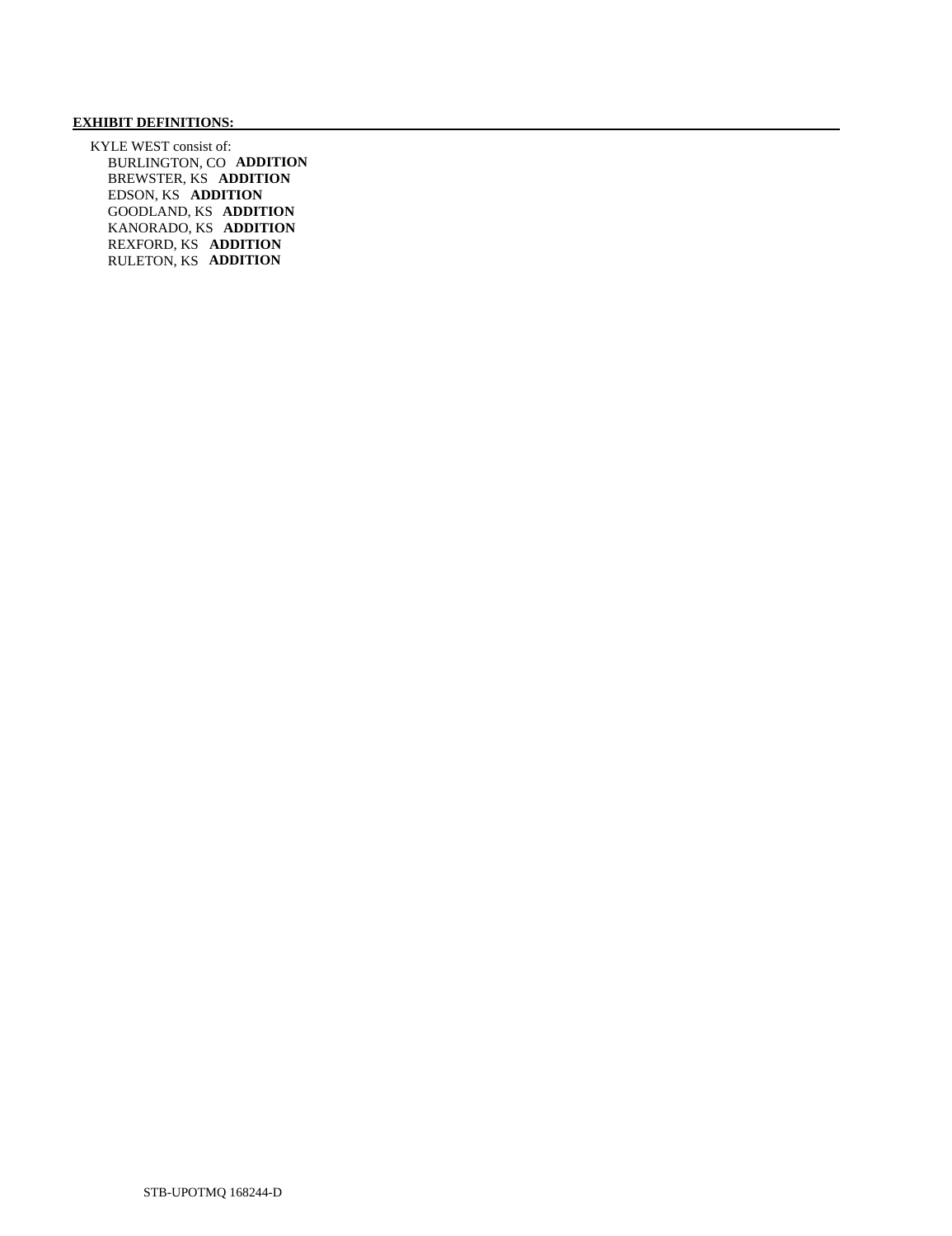**EXHIBIT DEFINITIONS:**

KYLE WEST consist of:

- BURLINGTON, CO **ADDITION**
- BREWSTER, KS **ADDITION**
- EDSON, KS **ADDITION**
- GOODLAND, KS **ADDITION**
- KANORADO, KS **ADDITION**
- REXFORD, KS **ADDITION**
- RULETON, KS **ADDITION**

STB-UPOTMQ 168244-D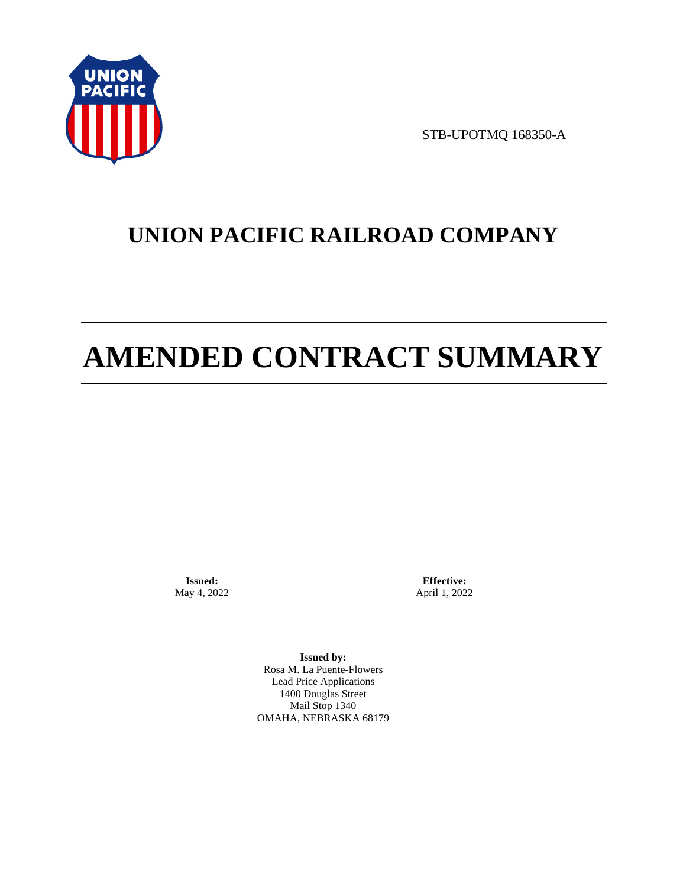STB-UPOTMQ 168350-A

# UNION PACIFIC RAILROAD COMPANY

# AMENDED CONTRACT SUMMARY

**Issued:**
May 4, 2022

**Effective:**
April 1, 2022

**Issued by:**
Rosa M. La Puente-Flowers
Lead Price Applications
1400 Douglas Street
Mail Stop 1340
OMAHA, NEBRASKA 68179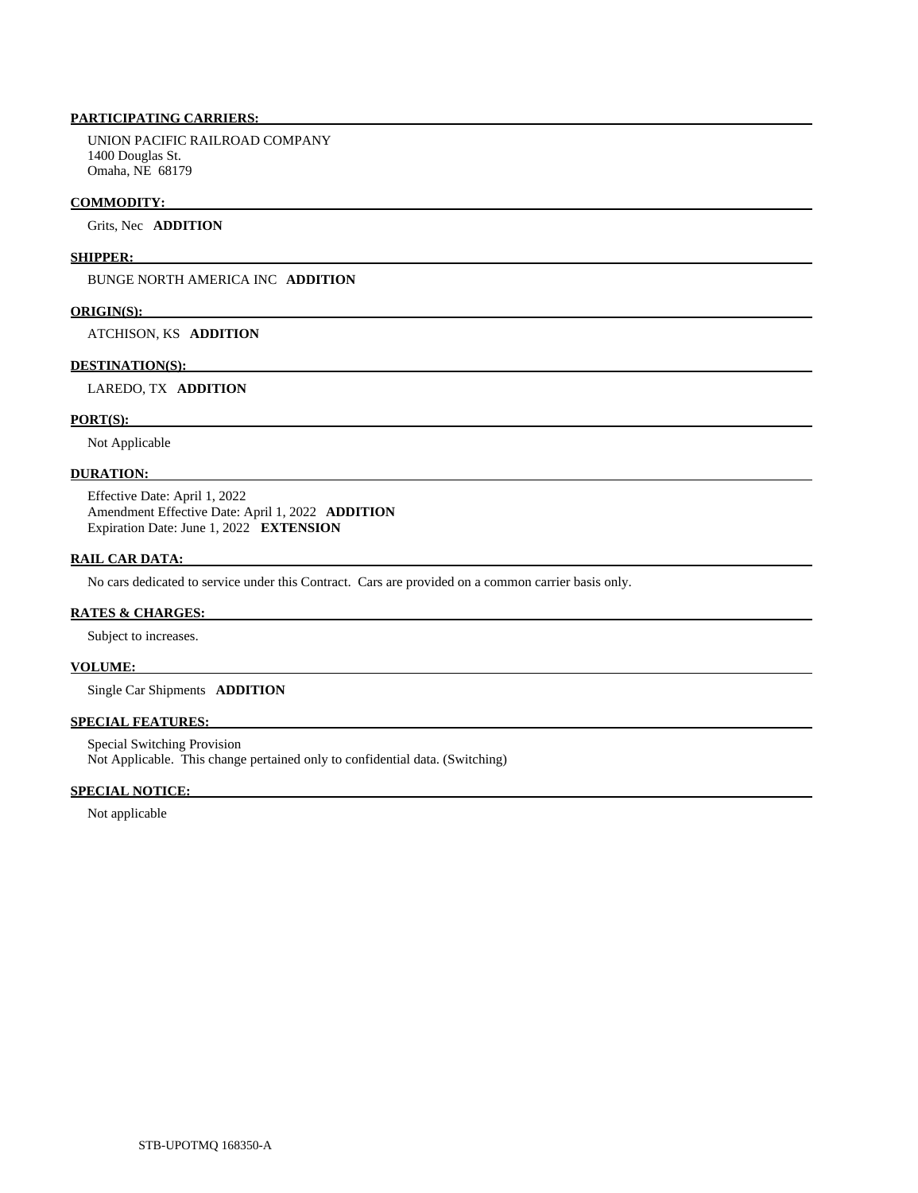**PARTICIPATING CARRIERS:**

UNION PACIFIC RAILROAD COMPANY
1400 Douglas St.
Omaha, NE 68179

**COMMODITY:**

Grits, Nec **ADDITION**

**SHIPPER:**

BUNGE NORTH AMERICA INC **ADDITION**

**ORIGIN(S):**

ATCHISON, KS **ADDITION**

**DESTINATION(S):**

LAREDO, TX **ADDITION**

**PORT(S):**

Not Applicable

**DURATION:**

Effective Date: April 1, 2022
Amendment Effective Date: April 1, 2022 **ADDITION**
Expiration Date: June 1, 2022 **EXTENSION**

**RAIL CAR DATA:**

No cars dedicated to service under this Contract. Cars are provided on a common carrier basis only.

**RATES & CHARGES:**

Subject to increases.

**VOLUME:**

Single Car Shipments **ADDITION**

**SPECIAL FEATURES:**

Special Switching Provision
Not Applicable. This change pertained only to confidential data. (Switching)

**SPECIAL NOTICE:**

Not applicable

STB-UPOTMQ 168350-A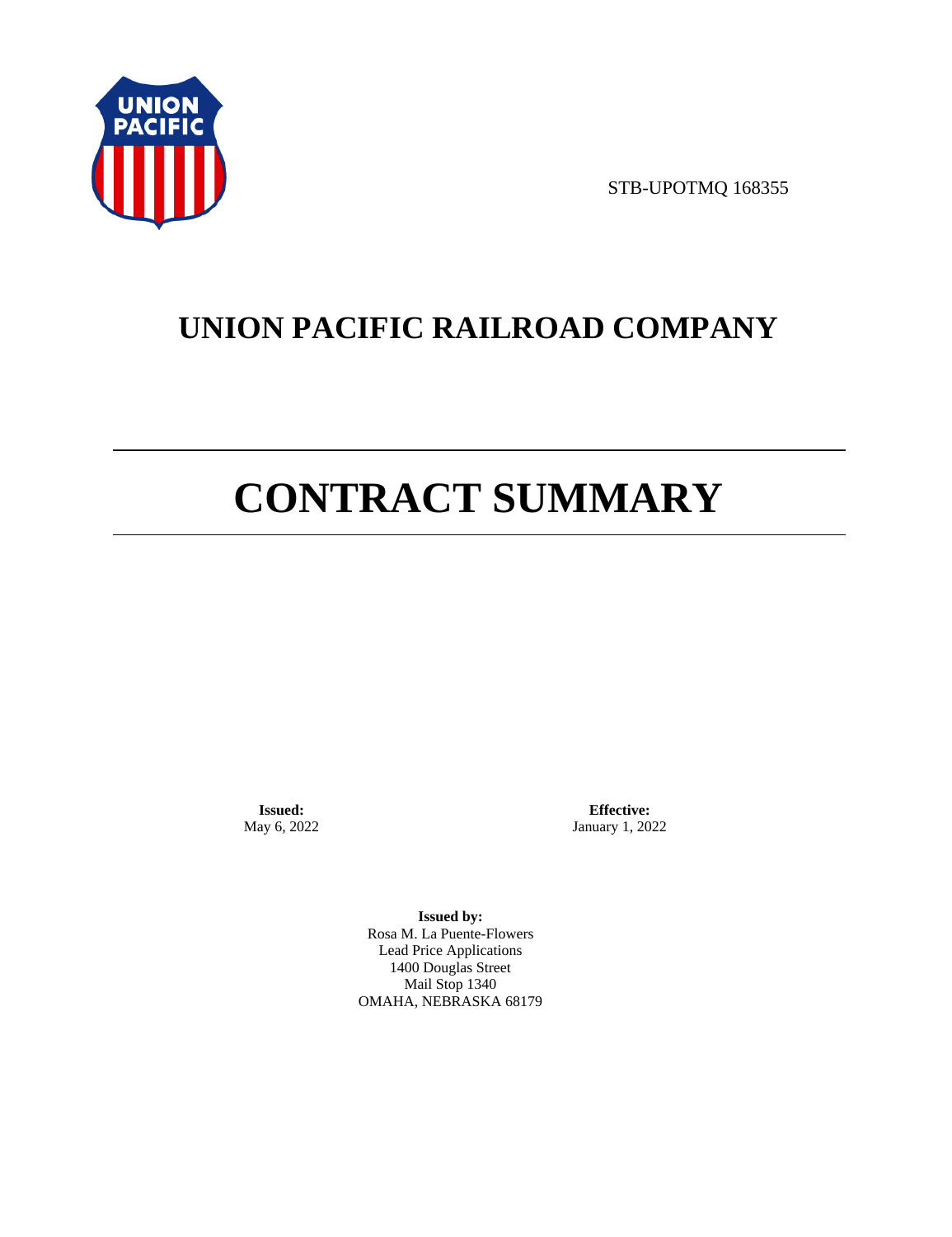STB-UPOTMQ 168355

# UNION PACIFIC RAILROAD COMPANY

# CONTRACT SUMMARY

**Issued:**
May 6, 2022

**Effective:**
January 1, 2022

**Issued by:**
Rosa M. La Puente-Flowers
Lead Price Applications
1400 Douglas Street
Mail Stop 1340
OMAHA, NEBRASKA 68179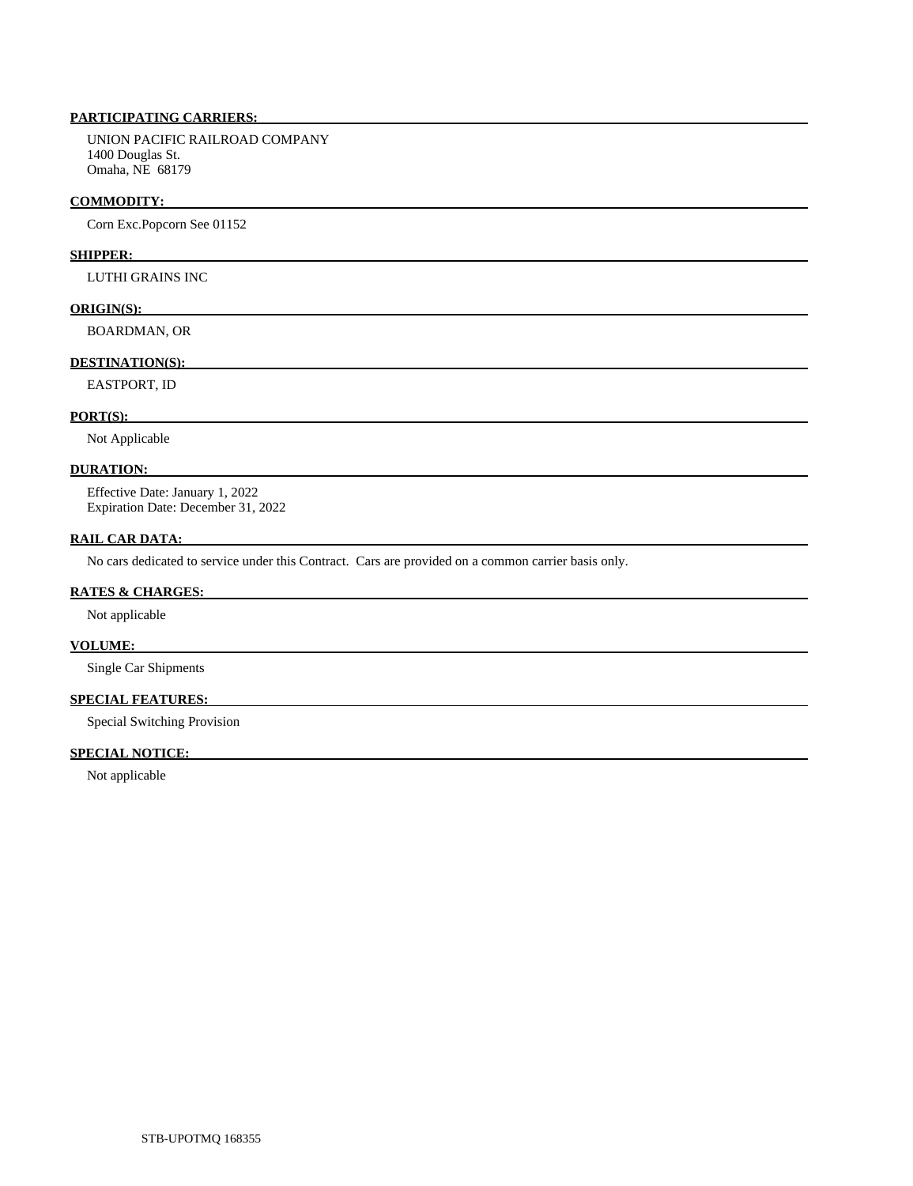**PARTICIPATING CARRIERS:**

UNION PACIFIC RAILROAD COMPANY
1400 Douglas St.
Omaha, NE 68179

**COMMODITY:**

Corn Exc.Popcorn See 01152

**SHIPPER:**

LUTHI GRAINS INC

**ORIGIN(S):**

BOARDMAN, OR

**DESTINATION(S):**

EASTPORT, ID

**PORT(S):**

Not Applicable

**DURATION:**

Effective Date: January 1, 2022
Expiration Date: December 31, 2022

**RAIL CAR DATA:**

No cars dedicated to service under this Contract. Cars are provided on a common carrier basis only.

**RATES & CHARGES:**

Not applicable

**VOLUME:**

Single Car Shipments

**SPECIAL FEATURES:**

Special Switching Provision

**SPECIAL NOTICE:**

Not applicable

STB-UPOTMQ 168355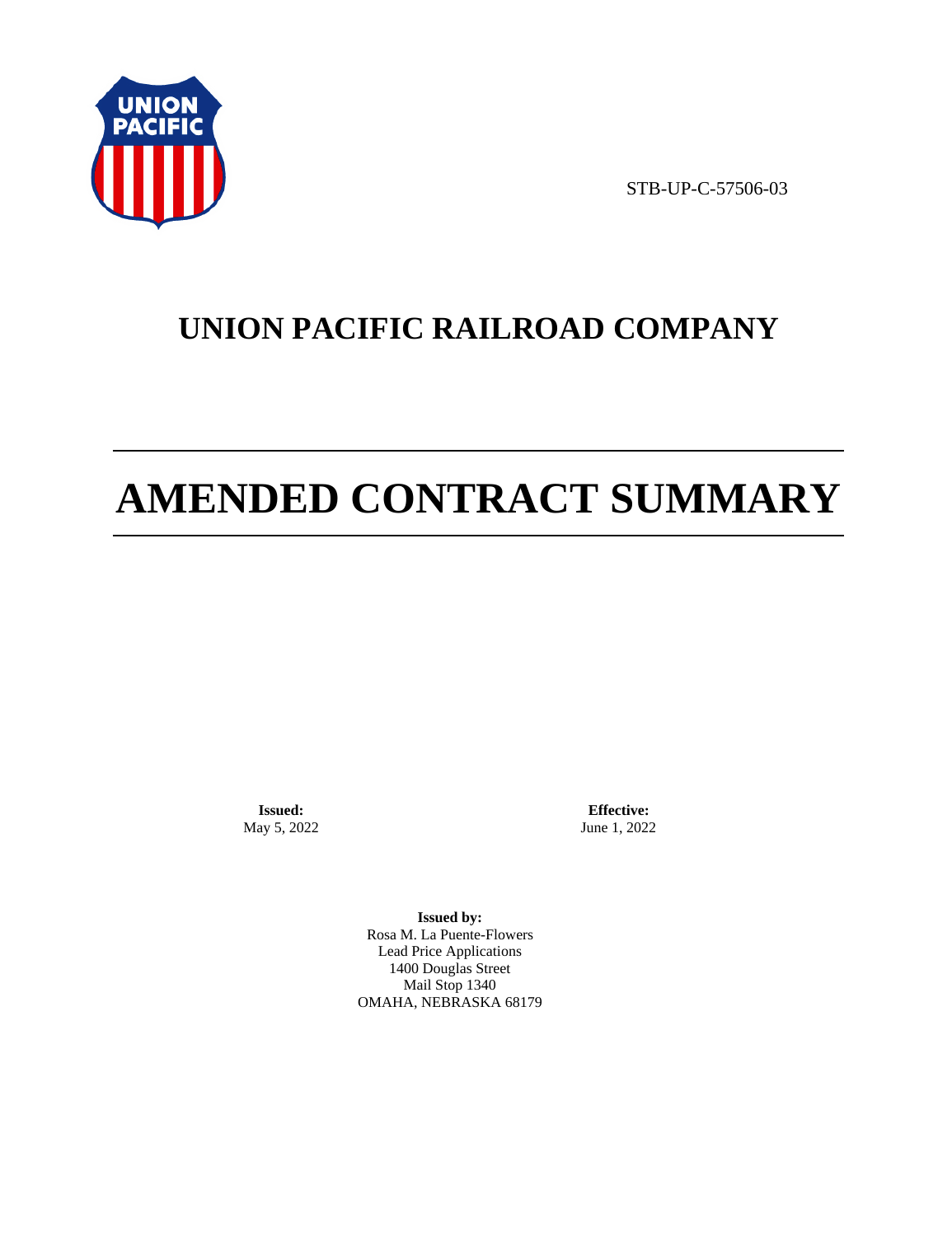STB-UP-C-57506-03

# UNION PACIFIC RAILROAD COMPANY

# AMENDED CONTRACT SUMMARY

**Issued:**
May 5, 2022

**Effective:**
June 1, 2022

**Issued by:**
Rosa M. La Puente-Flowers
Lead Price Applications
1400 Douglas Street
Mail Stop 1340
OMAHA, NEBRASKA 68179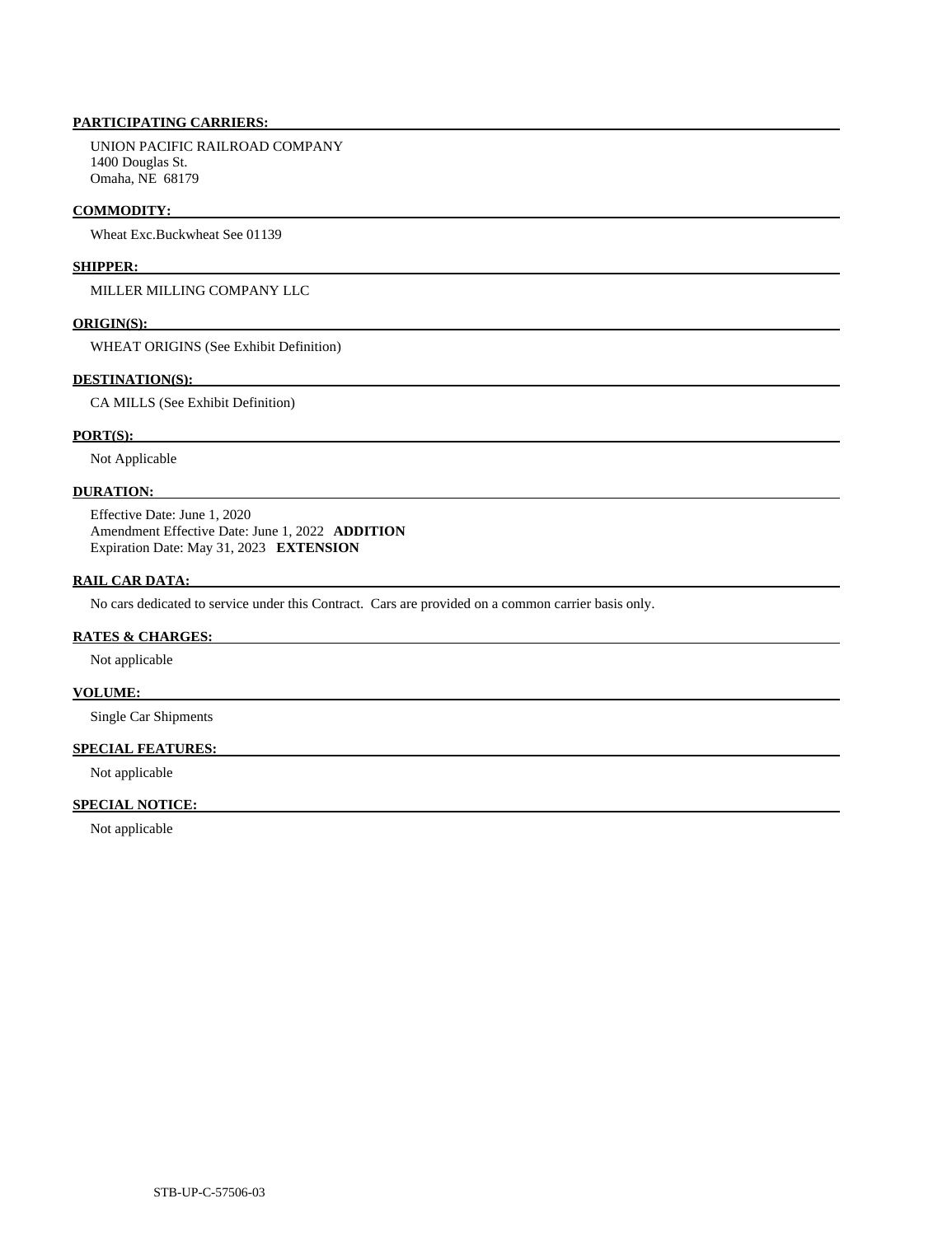**PARTICIPATING CARRIERS:**

UNION PACIFIC RAILROAD COMPANY
1400 Douglas St.
Omaha, NE 68179

**COMMODITY:**

Wheat Exc.Buckwheat See 01139

**SHIPPER:**

MILLER MILLING COMPANY LLC

**ORIGIN(S):**

WHEAT ORIGINS (See Exhibit Definition)

**DESTINATION(S):**

CA MILLS (See Exhibit Definition)

**PORT(S):**

Not Applicable

**DURATION:**

Effective Date: June 1, 2020
Amendment Effective Date: June 1, 2022 **ADDITION**
Expiration Date: May 31, 2023 **EXTENSION**

**RAIL CAR DATA:**

No cars dedicated to service under this Contract. Cars are provided on a common carrier basis only.

**RATES & CHARGES:**

Not applicable

**VOLUME:**

Single Car Shipments

**SPECIAL FEATURES:**

Not applicable

**SPECIAL NOTICE:**

Not applicable

STB-UP-C-57506-03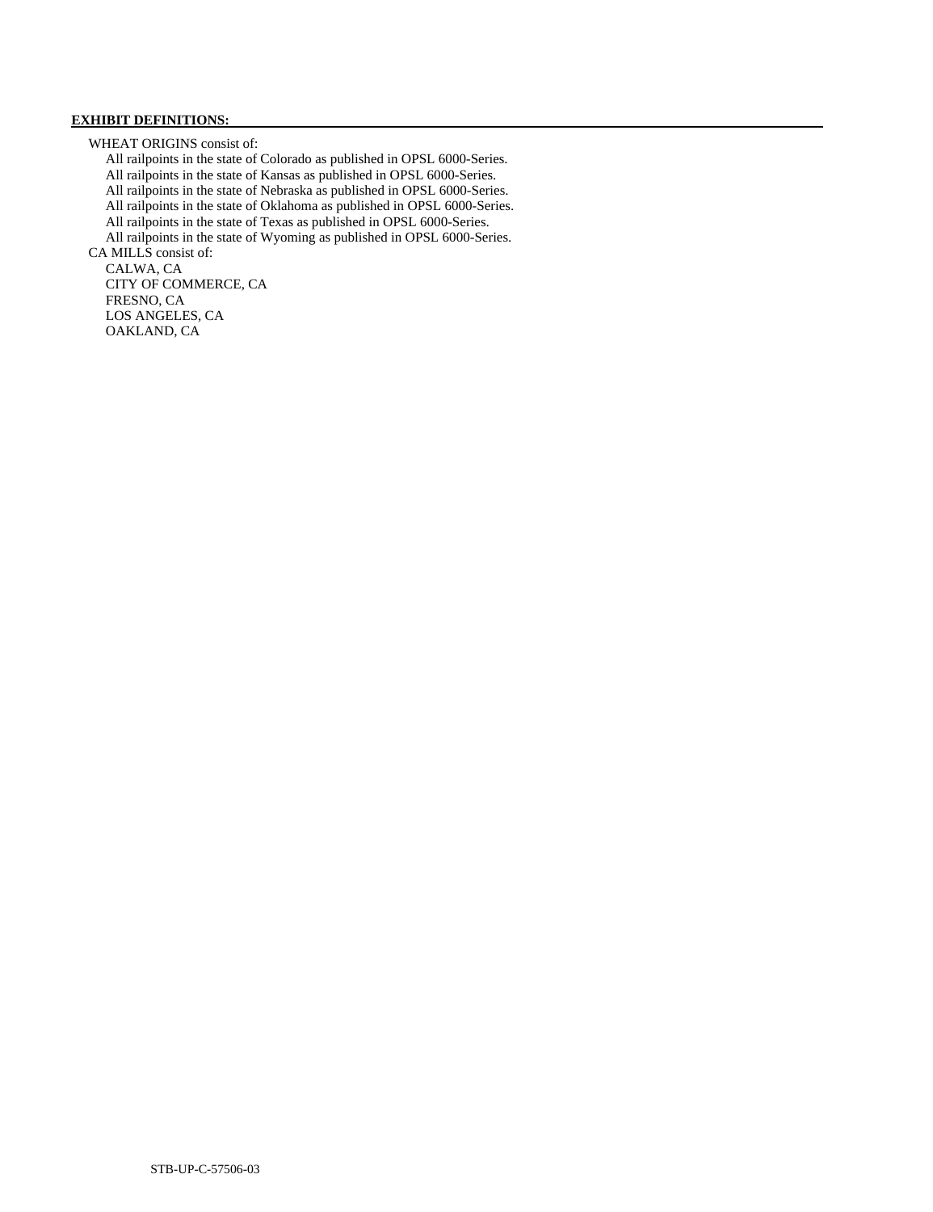**EXHIBIT DEFINITIONS:**

WHEAT ORIGINS consist of:

- All railpoints in the state of Colorado as published in OPSL 6000-Series.
- All railpoints in the state of Kansas as published in OPSL 6000-Series.
- All railpoints in the state of Nebraska as published in OPSL 6000-Series.
- All railpoints in the state of Oklahoma as published in OPSL 6000-Series.
- All railpoints in the state of Texas as published in OPSL 6000-Series.
- All railpoints in the state of Wyoming as published in OPSL 6000-Series.

CA MILLS consist of:

- CALWA, CA
- CITY OF COMMERCE, CA
- FRESNO, CA
- LOS ANGELES, CA
- OAKLAND, CA

STB-UP-C-57506-03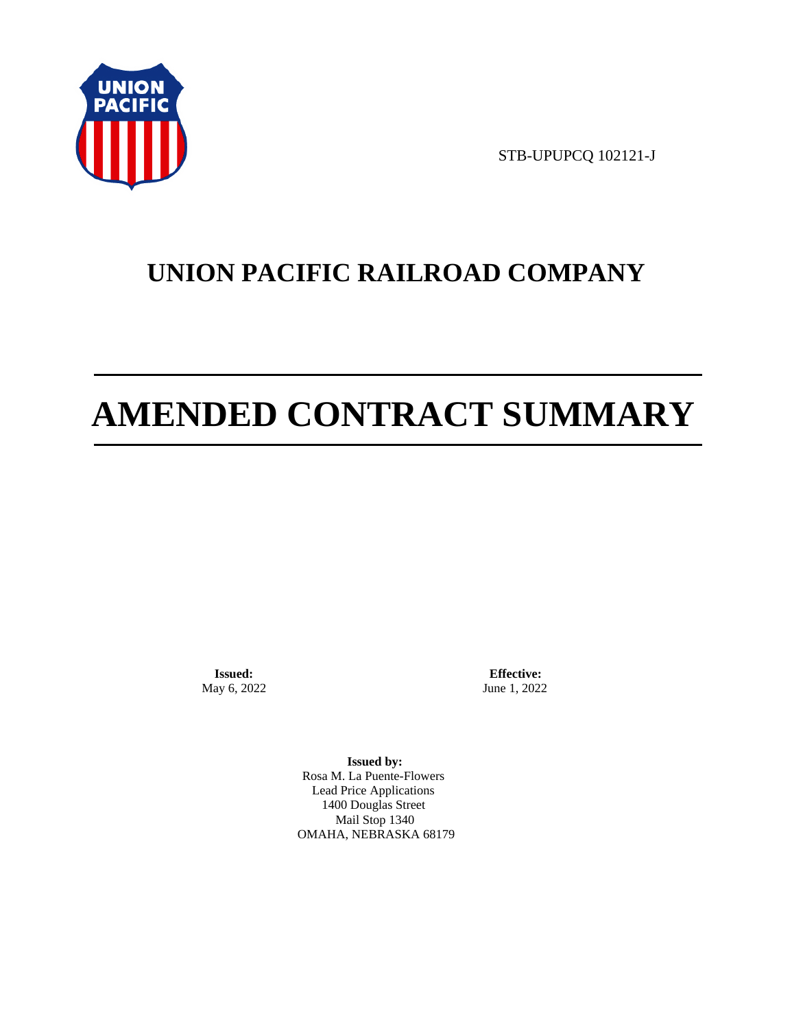STB-UPUPCQ 102121-J

# UNION PACIFIC RAILROAD COMPANY

# AMENDED CONTRACT SUMMARY

**Issued:**
May 6, 2022

**Effective:**
June 1, 2022

**Issued by:**
Rosa M. La Puente-Flowers
Lead Price Applications
1400 Douglas Street
Mail Stop 1340
OMAHA, NEBRASKA 68179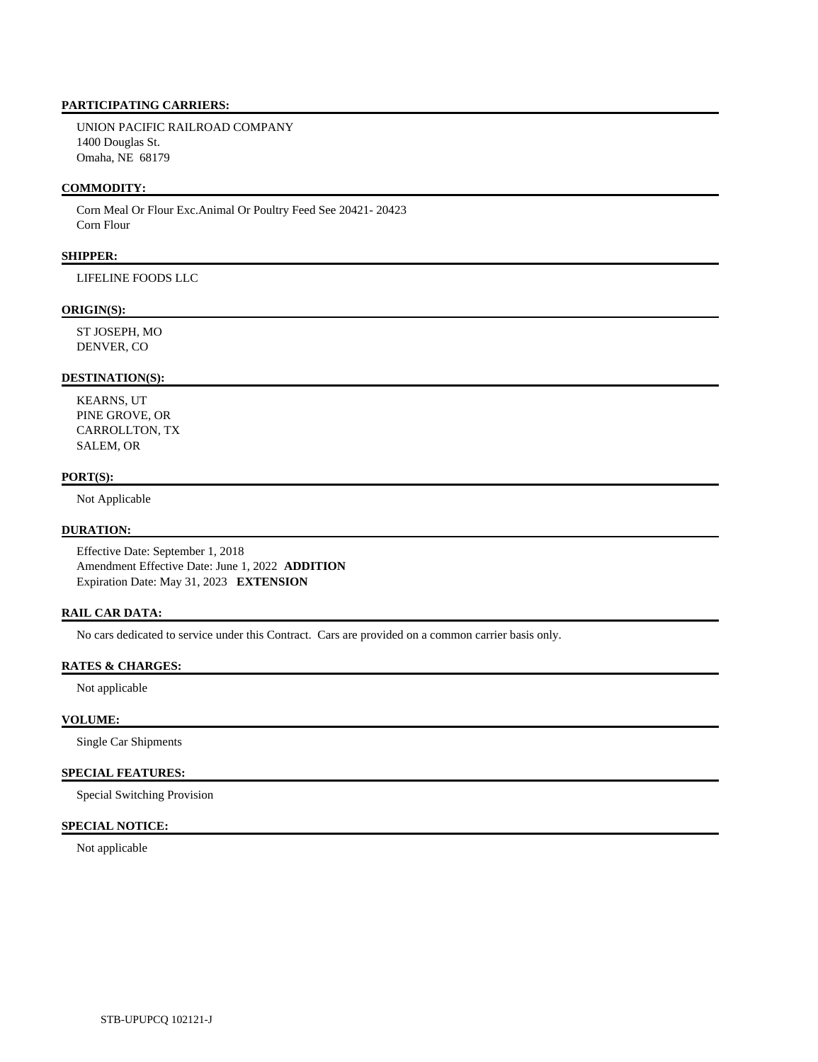**PARTICIPATING CARRIERS:**

UNION PACIFIC RAILROAD COMPANY
1400 Douglas St.
Omaha, NE 68179

**COMMODITY:**

Corn Meal Or Flour Exc.Animal Or Poultry Feed See 20421- 20423
Corn Flour

**SHIPPER:**

LIFELINE FOODS LLC

**ORIGIN(S):**

ST JOSEPH, MO
DENVER, CO

**DESTINATION(S):**

KEARNS, UT
PINE GROVE, OR
CARROLLTON, TX
SALEM, OR

**PORT(S):**

Not Applicable

**DURATION:**

Effective Date: September 1, 2018
Amendment Effective Date: June 1, 2022 **ADDITION**
Expiration Date: May 31, 2023 **EXTENSION**

**RAIL CAR DATA:**

No cars dedicated to service under this Contract. Cars are provided on a common carrier basis only.

**RATES & CHARGES:**

Not applicable

**VOLUME:**

Single Car Shipments

**SPECIAL FEATURES:**

Special Switching Provision

**SPECIAL NOTICE:**

Not applicable

STB-UPUPCQ 102121-J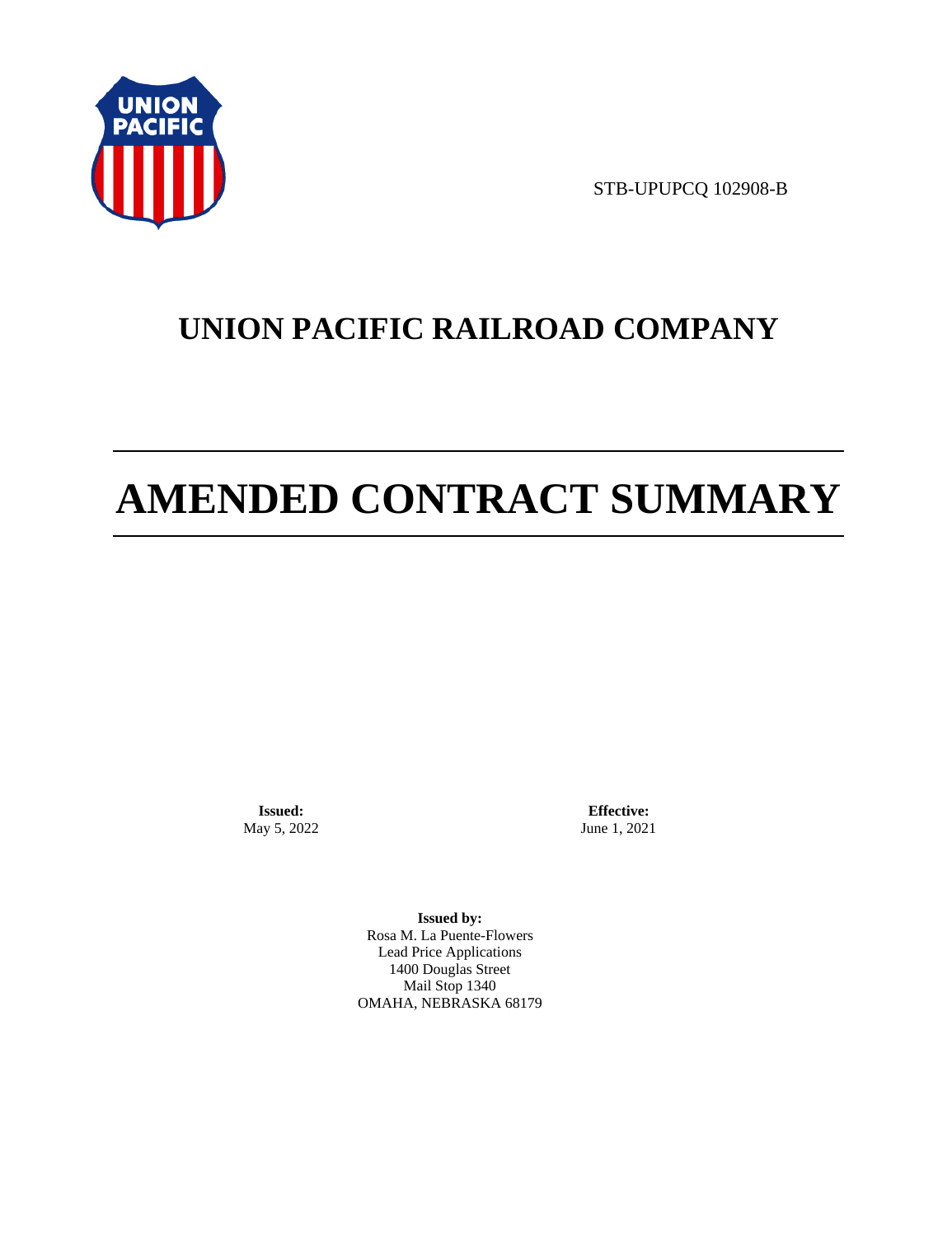STB-UPUPCQ 102908-B

# UNION PACIFIC RAILROAD COMPANY

# AMENDED CONTRACT SUMMARY

**Issued:**
May 5, 2022

**Effective:**
June 1, 2021

**Issued by:**
Rosa M. La Puente-Flowers
Lead Price Applications
1400 Douglas Street
Mail Stop 1340
OMAHA, NEBRASKA 68179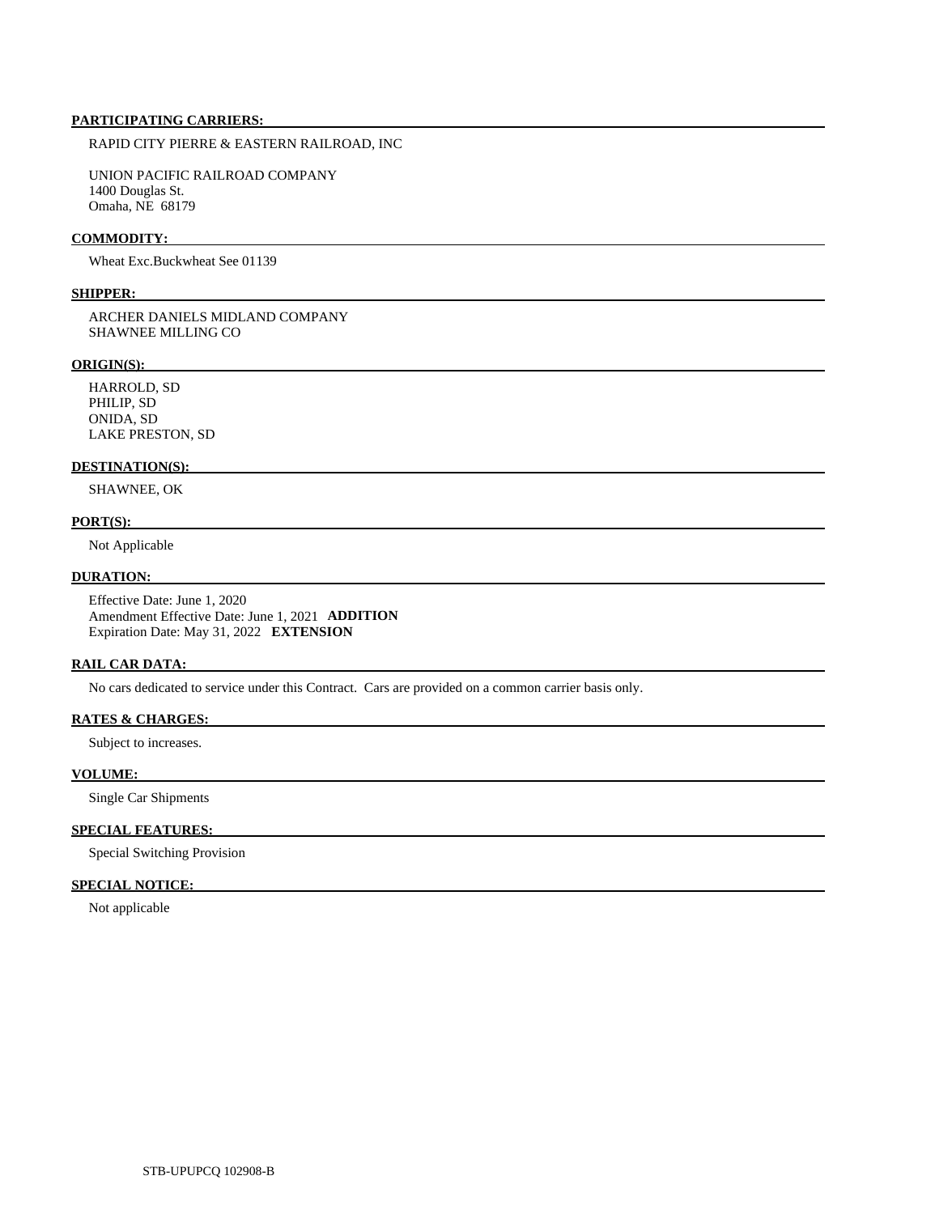**PARTICIPATING CARRIERS:**

RAPID CITY PIERRE & EASTERN RAILROAD, INC

UNION PACIFIC RAILROAD COMPANY
1400 Douglas St.
Omaha, NE 68179

**COMMODITY:**

Wheat Exc.Buckwheat See 01139

**SHIPPER:**

ARCHER DANIELS MIDLAND COMPANY
SHAWNEE MILLING CO

**ORIGIN(S):**

HARROLD, SD
PHILIP, SD
ONIDA, SD
LAKE PRESTON, SD

**DESTINATION(S):**

SHAWNEE, OK

**PORT(S):**

Not Applicable

**DURATION:**

Effective Date: June 1, 2020
Amendment Effective Date: June 1, 2021 **ADDITION**
Expiration Date: May 31, 2022 **EXTENSION**

**RAIL CAR DATA:**

No cars dedicated to service under this Contract. Cars are provided on a common carrier basis only.

**RATES & CHARGES:**

Subject to increases.

**VOLUME:**

Single Car Shipments

**SPECIAL FEATURES:**

Special Switching Provision

**SPECIAL NOTICE:**

Not applicable

STB-UPUPCQ 102908-B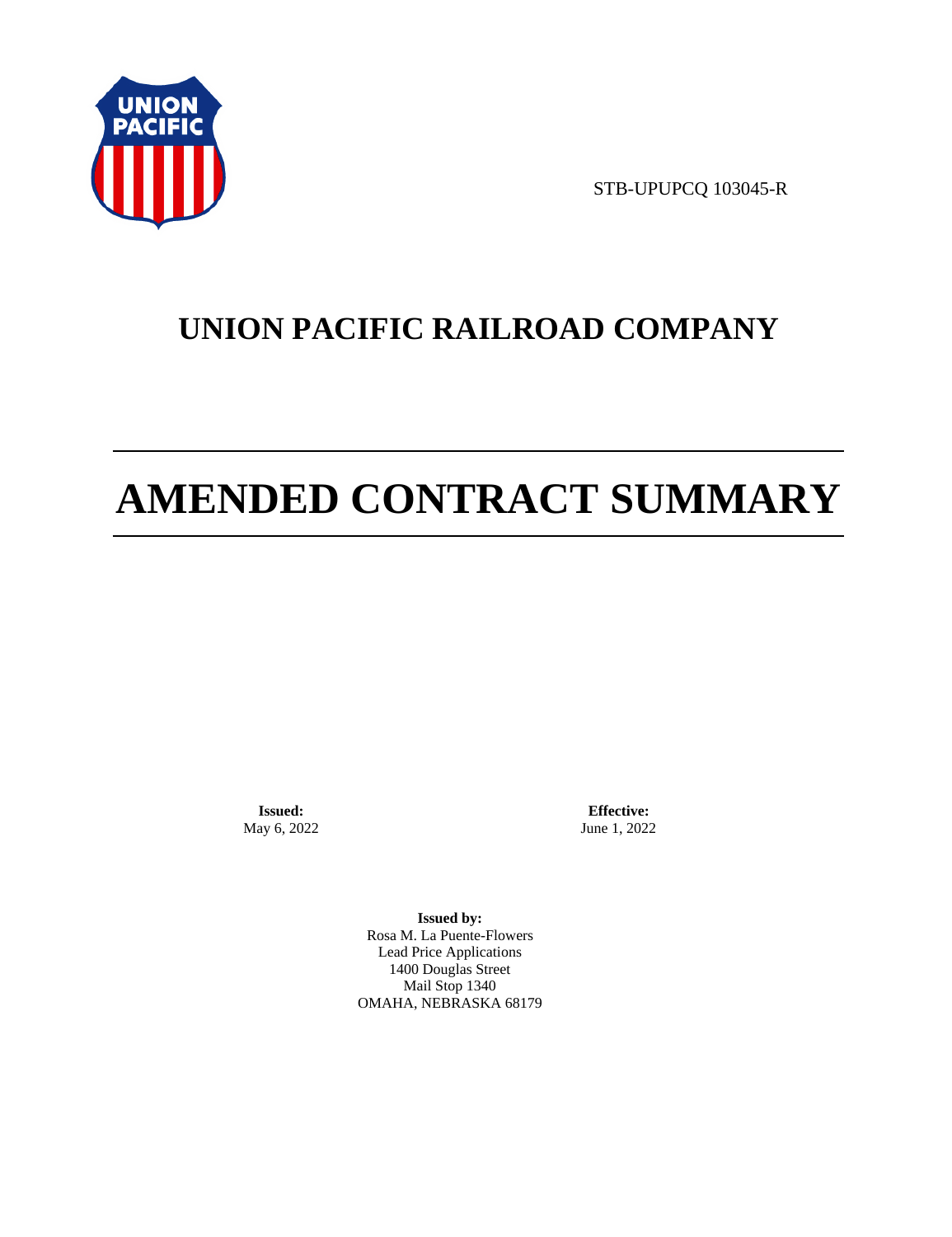STB-UPUPCQ 103045-R

# UNION PACIFIC RAILROAD COMPANY

# AMENDED CONTRACT SUMMARY

**Issued:**
May 6, 2022

**Effective:**
June 1, 2022

**Issued by:**
Rosa M. La Puente-Flowers
Lead Price Applications
1400 Douglas Street
Mail Stop 1340
OMAHA, NEBRASKA 68179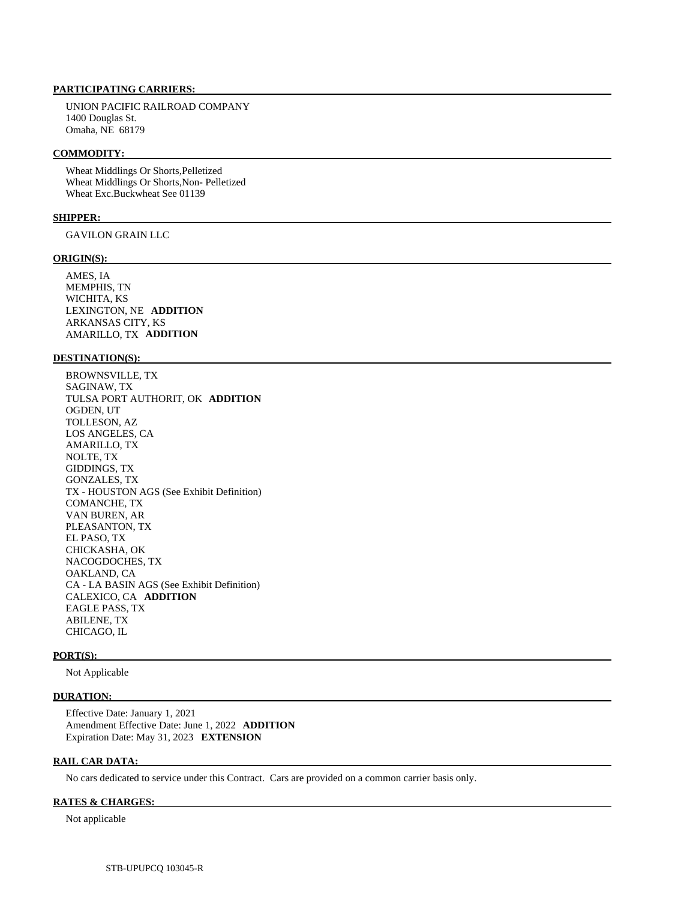**PARTICIPATING CARRIERS:**

UNION PACIFIC RAILROAD COMPANY
1400 Douglas St.
Omaha, NE 68179

**COMMODITY:**

Wheat Middlings Or Shorts,Pelletized
Wheat Middlings Or Shorts,Non- Pelletized
Wheat Exc.Buckwheat See 01139

**SHIPPER:**

GAVILON GRAIN LLC

**ORIGIN(S):**

AMES, IA
MEMPHIS, TN
WICHITA, KS
LEXINGTON, NE **ADDITION**
ARKANSAS CITY, KS
AMARILLO, TX **ADDITION**

**DESTINATION(S):**

BROWNSVILLE, TX
SAGINAW, TX
TULSA PORT AUTHORIT, OK **ADDITION**
OGDEN, UT
TOLLESON, AZ
LOS ANGELES, CA
AMARILLO, TX
NOLTE, TX
GIDDINGS, TX
GONZALES, TX
TX - HOUSTON AGS (See Exhibit Definition)
COMANCHE, TX
VAN BUREN, AR
PLEASANTON, TX
EL PASO, TX
CHICKASHA, OK
NACOGDOCHES, TX
OAKLAND, CA
CA - LA BASIN AGS (See Exhibit Definition)
CALEXICO, CA **ADDITION**
EAGLE PASS, TX
ABILENE, TX
CHICAGO, IL

**PORT(S):**

Not Applicable

**DURATION:**

Effective Date: January 1, 2021
Amendment Effective Date: June 1, 2022 **ADDITION**
Expiration Date: May 31, 2023 **EXTENSION**

**RAIL CAR DATA:**

No cars dedicated to service under this Contract. Cars are provided on a common carrier basis only.

**RATES & CHARGES:**

Not applicable

STB-UPUPCQ 103045-R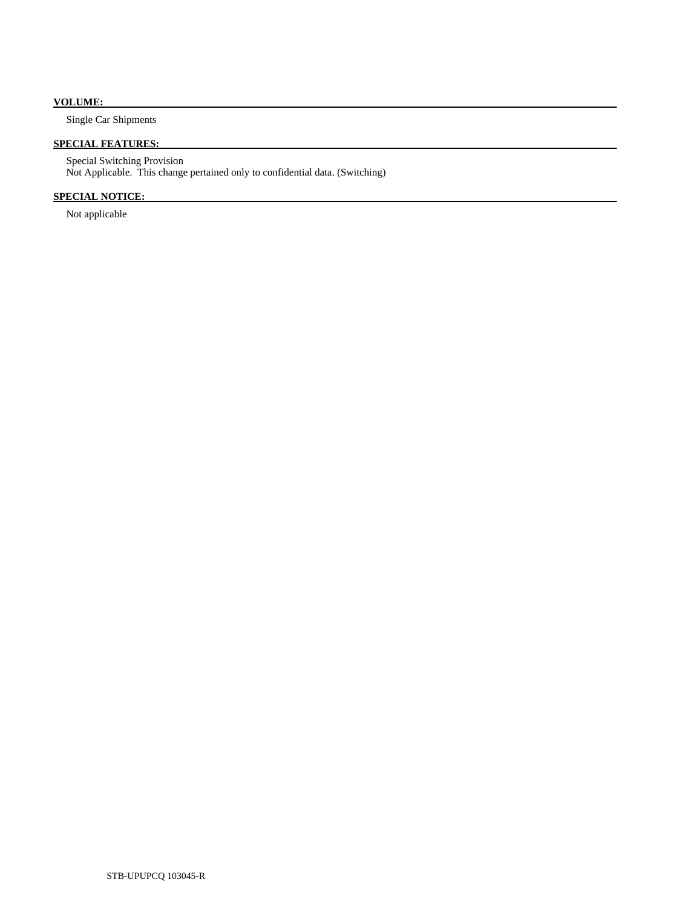**VOLUME:**

Single Car Shipments

**SPECIAL FEATURES:**

Special Switching Provision
Not Applicable. This change pertained only to confidential data. (Switching)

**SPECIAL NOTICE:**

Not applicable

STB-UPUPCQ 103045-R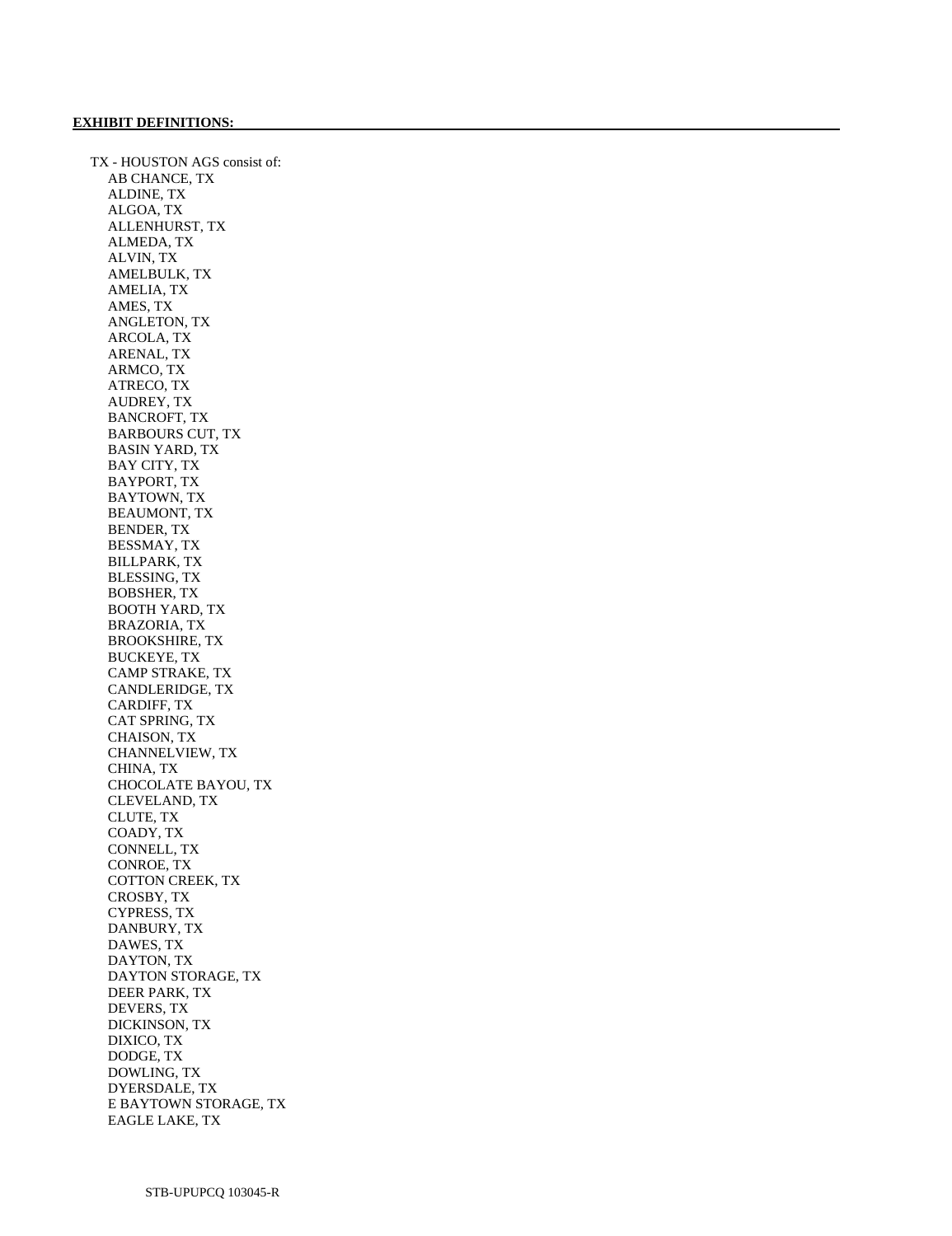**EXHIBIT DEFINITIONS:**

TX - HOUSTON AGS consist of:

- AB CHANCE, TX
- ALDINE, TX
- ALGOA, TX
- ALLENHURST, TX
- ALMEDA, TX
- ALVIN, TX
- AMELBULK, TX
- AMELIA, TX
- AMES, TX
- ANGLETON, TX
- ARCOLA, TX
- ARENAL, TX
- ARMCO, TX
- ATRECO, TX
- AUDREY, TX
- BANCROFT, TX
- BARBOURS CUT, TX
- BASIN YARD, TX
- BAY CITY, TX
- BAYPORT, TX
- BAYTOWN, TX
- BEAUMONT, TX
- BENDER, TX
- BESSMAY, TX
- BILLPARK, TX
- BLESSING, TX
- BOBSHER, TX
- BOOTH YARD, TX
- BRAZORIA, TX
- BROOKSHIRE, TX
- BUCKEYE, TX
- CAMP STRAKE, TX
- CANDLERIDGE, TX
- CARDIFF, TX
- CAT SPRING, TX
- CHAISON, TX
- CHANNELVIEW, TX
- CHINA, TX
- CHOCOLATE BAYOU, TX
- CLEVELAND, TX
- CLUTE, TX
- COADY, TX
- CONNELL, TX
- CONROE, TX
- COTTON CREEK, TX
- CROSBY, TX
- CYPRESS, TX
- DANBURY, TX
- DAWES, TX
- DAYTON, TX
- DAYTON STORAGE, TX
- DEER PARK, TX
- DEVERS, TX
- DICKINSON, TX
- DIXICO, TX
- DODGE, TX
- DOWLING, TX
- DYERSDALE, TX
- E BAYTOWN STORAGE, TX
- EAGLE LAKE, TX

STB-UPUPCQ 103045-R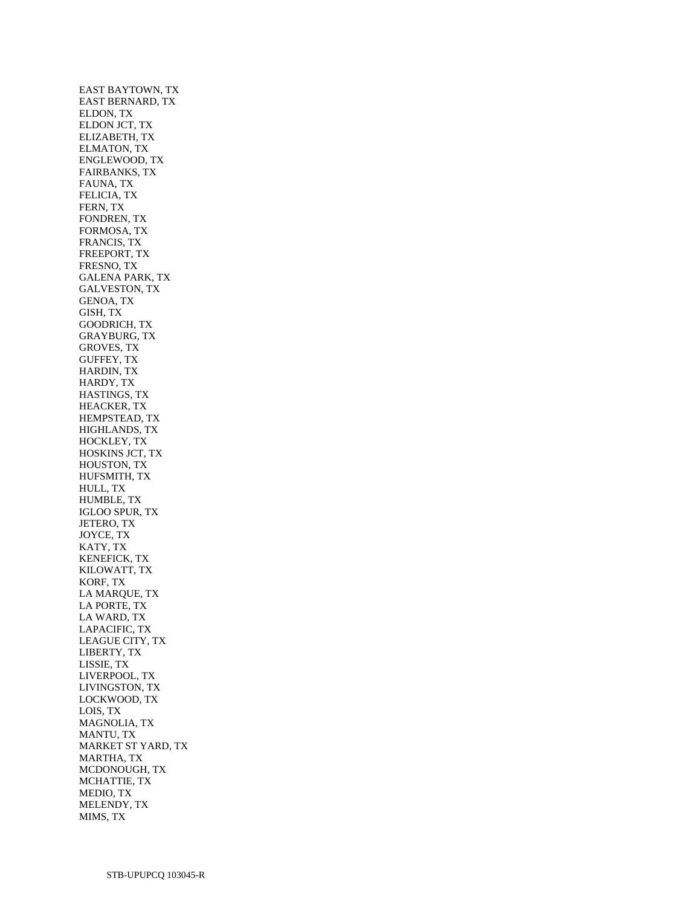EAST BAYTOWN, TX
EAST BERNARD, TX
ELDON, TX
ELDON JCT, TX
ELIZABETH, TX
ELMATON, TX
ENGLEWOOD, TX
FAIRBANKS, TX
FAUNA, TX
FELICIA, TX
FERN, TX
FONDREN, TX
FORMOSA, TX
FRANCIS, TX
FREEPORT, TX
FRESNO, TX
GALENA PARK, TX
GALVESTON, TX
GENOA, TX
GISH, TX
GOODRICH, TX
GRAYBURG, TX
GROVES, TX
GUFFEY, TX
HARDIN, TX
HARDY, TX
HASTINGS, TX
HEACKER, TX
HEMPSTEAD, TX
HIGHLANDS, TX
HOCKLEY, TX
HOSKINS JCT, TX
HOUSTON, TX
HUFSMITH, TX
HULL, TX
HUMBLE, TX
IGLOO SPUR, TX
JETERO, TX
JOYCE, TX
KATY, TX
KENEFICK, TX
KILOWATT, TX
KORF, TX
LA MARQUE, TX
LA PORTE, TX
LA WARD, TX
LAPACIFIC, TX
LEAGUE CITY, TX
LIBERTY, TX
LISSIE, TX
LIVERPOOL, TX
LIVINGSTON, TX
LOCKWOOD, TX
LOIS, TX
MAGNOLIA, TX
MANTU, TX
MARKET ST YARD, TX
MARTHA, TX
MCDONOUGH, TX
MCHATTIE, TX
MEDIO, TX
MELENDY, TX
MIMS, TX

STB-UPUPCQ 103045-R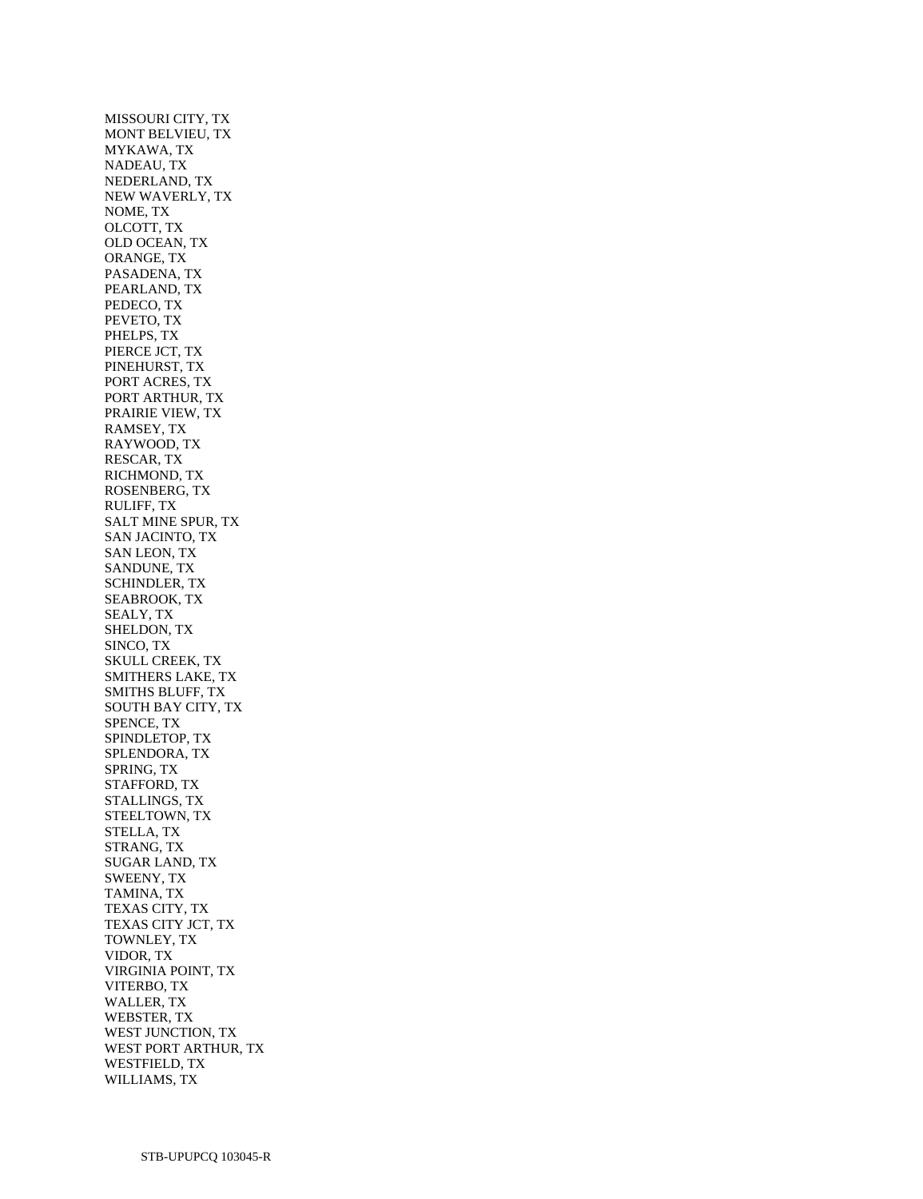MISSOURI CITY, TX
MONT BELVIEU, TX
MYKAWA, TX
NADEAU, TX
NEDERLAND, TX
NEW WAVERLY, TX
NOME, TX
OLCOTT, TX
OLD OCEAN, TX
ORANGE, TX
PASADENA, TX
PEARLAND, TX
PEDECO, TX
PEVETO, TX
PHELPS, TX
PIERCE JCT, TX
PINEHURST, TX
PORT ACRES, TX
PORT ARTHUR, TX
PRAIRIE VIEW, TX
RAMSEY, TX
RAYWOOD, TX
RESCAR, TX
RICHMOND, TX
ROSENBERG, TX
RULIFF, TX
SALT MINE SPUR, TX
SAN JACINTO, TX
SAN LEON, TX
SANDUNE, TX
SCHINDLER, TX
SEABROOK, TX
SEALY, TX
SHELDON, TX
SINCO, TX
SKULL CREEK, TX
SMITHERS LAKE, TX
SMITHS BLUFF, TX
SOUTH BAY CITY, TX
SPENCE, TX
SPINDLETOP, TX
SPLENDORA, TX
SPRING, TX
STAFFORD, TX
STALLINGS, TX
STEELTOWN, TX
STELLA, TX
STRANG, TX
SUGAR LAND, TX
SWEENY, TX
TAMINA, TX
TEXAS CITY, TX
TEXAS CITY JCT, TX
TOWNLEY, TX
VIDOR, TX
VIRGINIA POINT, TX
VITERBO, TX
WALLER, TX
WEBSTER, TX
WEST JUNCTION, TX
WEST PORT ARTHUR, TX
WESTFIELD, TX
WILLIAMS, TX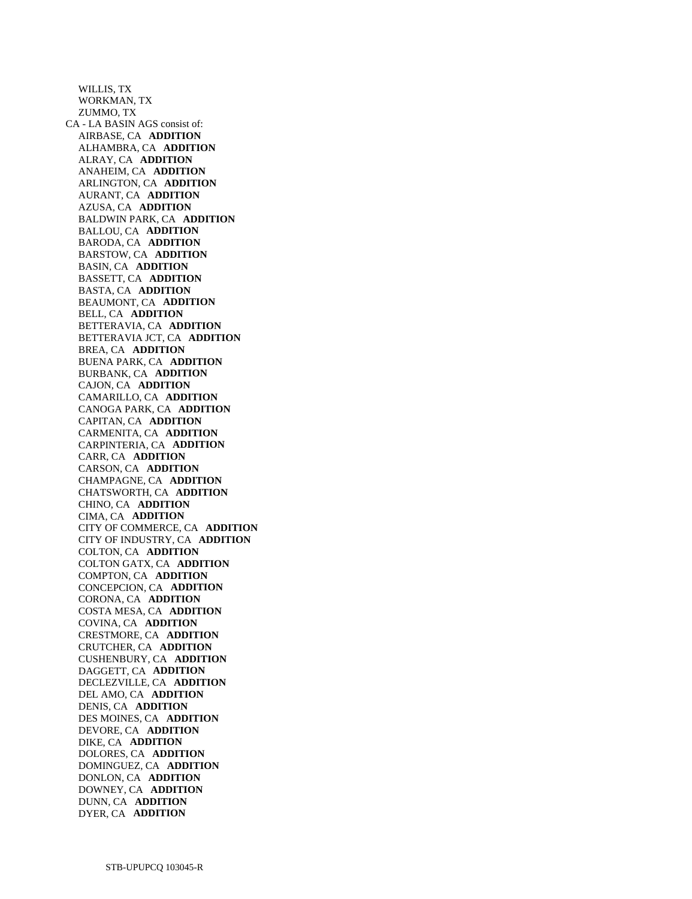WILLIS, TX
WORKMAN, TX
ZUMMO, TX

CA - LA BASIN AGS consist of:

AIRBASE, CA **ADDITION**
ALHAMBRA, CA **ADDITION**
ALRAY, CA **ADDITION**
ANAHEIM, CA **ADDITION**
ARLINGTON, CA **ADDITION**
AURANT, CA **ADDITION**
AZUSA, CA **ADDITION**
BALDWIN PARK, CA **ADDITION**
BALLOU, CA **ADDITION**
BARODA, CA **ADDITION**
BARSTOW, CA **ADDITION**
BASIN, CA **ADDITION**
BASSETT, CA **ADDITION**
BASTA, CA **ADDITION**
BEAUMONT, CA **ADDITION**
BELL, CA **ADDITION**
BETTERAVIA, CA **ADDITION**
BETTERAVIA JCT, CA **ADDITION**
BREA, CA **ADDITION**
BUENA PARK, CA **ADDITION**
BURBANK, CA **ADDITION**
CAJON, CA **ADDITION**
CAMARILLO, CA **ADDITION**
CANOGA PARK, CA **ADDITION**
CAPITAN, CA **ADDITION**
CARMENITA, CA **ADDITION**
CARPINTERIA, CA **ADDITION**
CARR, CA **ADDITION**
CARSON, CA **ADDITION**
CHAMPAGNE, CA **ADDITION**
CHATSWORTH, CA **ADDITION**
CHINO, CA **ADDITION**
CIMA, CA **ADDITION**
CITY OF COMMERCE, CA **ADDITION**
CITY OF INDUSTRY, CA **ADDITION**
COLTON, CA **ADDITION**
COLTON GATX, CA **ADDITION**
COMPTON, CA **ADDITION**
CONCEPCION, CA **ADDITION**
CORONA, CA **ADDITION**
COSTA MESA, CA **ADDITION**
COVINA, CA **ADDITION**
CRESTMORE, CA **ADDITION**
CRUTCHER, CA **ADDITION**
CUSHENBURY, CA **ADDITION**
DAGGETT, CA **ADDITION**
DECLEZVILLE, CA **ADDITION**
DEL AMO, CA **ADDITION**
DENIS, CA **ADDITION**
DES MOINES, CA **ADDITION**
DEVORE, CA **ADDITION**
DIKE, CA **ADDITION**
DOLORES, CA **ADDITION**
DOMINGUEZ, CA **ADDITION**
DONLON, CA **ADDITION**
DOWNEY, CA **ADDITION**
DUNN, CA **ADDITION**
DYER, CA **ADDITION**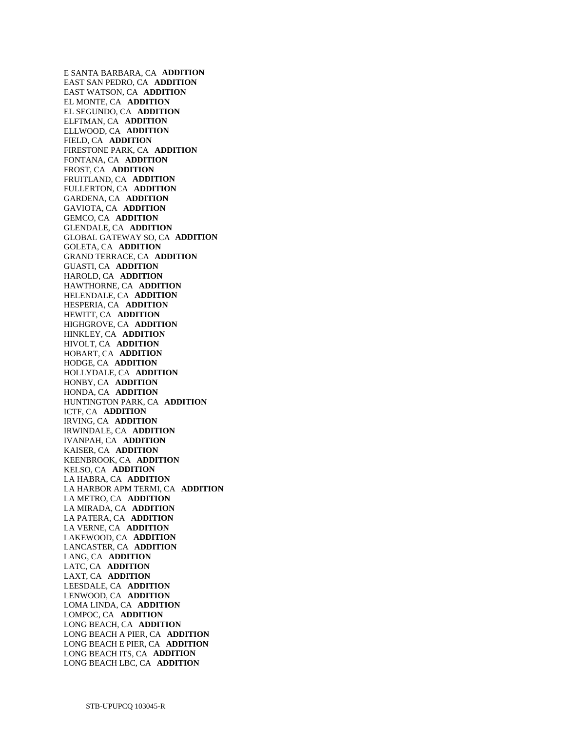E SANTA BARBARA, CA **ADDITION**
EAST SAN PEDRO, CA **ADDITION**
EAST WATSON, CA **ADDITION**
EL MONTE, CA **ADDITION**
EL SEGUNDO, CA **ADDITION**
ELFTMAN, CA **ADDITION**
ELLWOOD, CA **ADDITION**
FIELD, CA **ADDITION**
FIRESTONE PARK, CA **ADDITION**
FONTANA, CA **ADDITION**
FROST, CA **ADDITION**
FRUITLAND, CA **ADDITION**
FULLERTON, CA **ADDITION**
GARDENA, CA **ADDITION**
GAVIOTA, CA **ADDITION**
GEMCO, CA **ADDITION**
GLENDALE, CA **ADDITION**
GLOBAL GATEWAY SO, CA **ADDITION**
GOLETA, CA **ADDITION**
GRAND TERRACE, CA **ADDITION**
GUASTI, CA **ADDITION**
HAROLD, CA **ADDITION**
HAWTHORNE, CA **ADDITION**
HELENDALE, CA **ADDITION**
HESPERIA, CA **ADDITION**
HEWITT, CA **ADDITION**
HIGHGROVE, CA **ADDITION**
HINKLEY, CA **ADDITION**
HIVOLT, CA **ADDITION**
HOBART, CA **ADDITION**
HODGE, CA **ADDITION**
HOLLYDALE, CA **ADDITION**
HONBY, CA **ADDITION**
HONDA, CA **ADDITION**
HUNTINGTON PARK, CA **ADDITION**
ICTF, CA **ADDITION**
IRVING, CA **ADDITION**
IRWINDALE, CA **ADDITION**
IVANPAH, CA **ADDITION**
KAISER, CA **ADDITION**
KEENBROOK, CA **ADDITION**
KELSO, CA **ADDITION**
LA HABRA, CA **ADDITION**
LA HARBOR APM TERMI, CA **ADDITION**
LA METRO, CA **ADDITION**
LA MIRADA, CA **ADDITION**
LA PATERA, CA **ADDITION**
LA VERNE, CA **ADDITION**
LAKEWOOD, CA **ADDITION**
LANCASTER, CA **ADDITION**
LANG, CA **ADDITION**
LATC, CA **ADDITION**
LAXT, CA **ADDITION**
LEESDALE, CA **ADDITION**
LENWOOD, CA **ADDITION**
LOMA LINDA, CA **ADDITION**
LOMPOC, CA **ADDITION**
LONG BEACH, CA **ADDITION**
LONG BEACH A PIER, CA **ADDITION**
LONG BEACH E PIER, CA **ADDITION**
LONG BEACH ITS, CA **ADDITION**
LONG BEACH LBC, CA **ADDITION**

STB-UPUPCQ 103045-R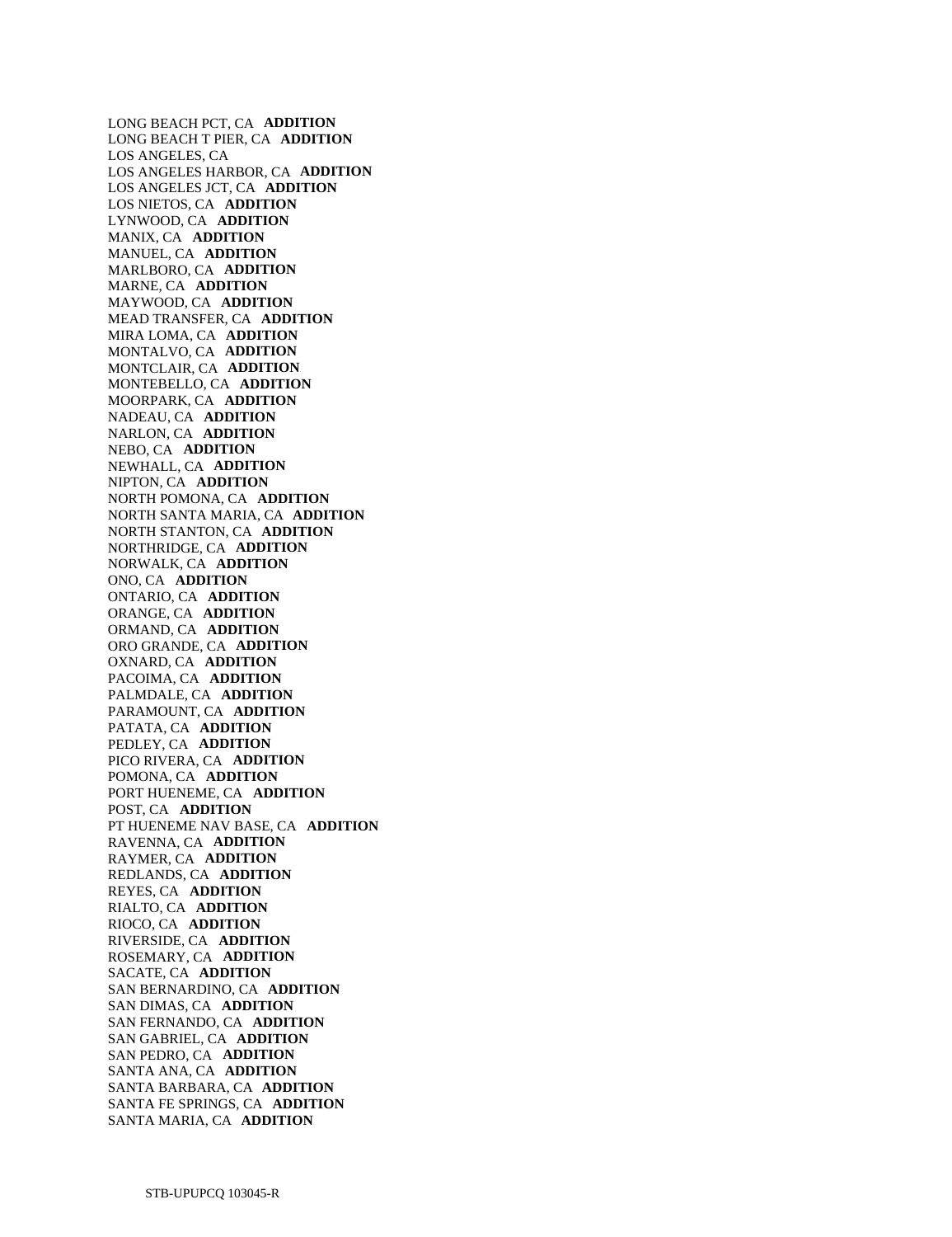LONG BEACH PCT, CA **ADDITION**
LONG BEACH T PIER, CA **ADDITION**
LOS ANGELES, CA
LOS ANGELES HARBOR, CA **ADDITION**
LOS ANGELES JCT, CA **ADDITION**
LOS NIETOS, CA **ADDITION**
LYNWOOD, CA **ADDITION**
MANIX, CA **ADDITION**
MANUEL, CA **ADDITION**
MARLBORO, CA **ADDITION**
MARNE, CA **ADDITION**
MAYWOOD, CA **ADDITION**
MEAD TRANSFER, CA **ADDITION**
MIRA LOMA, CA **ADDITION**
MONTALVO, CA **ADDITION**
MONTCLAIR, CA **ADDITION**
MONTEBELLO, CA **ADDITION**
MOORPARK, CA **ADDITION**
NADEAU, CA **ADDITION**
NARLON, CA **ADDITION**
NEBO, CA **ADDITION**
NEWHALL, CA **ADDITION**
NIPTON, CA **ADDITION**
NORTH POMONA, CA **ADDITION**
NORTH SANTA MARIA, CA **ADDITION**
NORTH STANTON, CA **ADDITION**
NORTHRIDGE, CA **ADDITION**
NORWALK, CA **ADDITION**
ONO, CA **ADDITION**
ONTARIO, CA **ADDITION**
ORANGE, CA **ADDITION**
ORMAND, CA **ADDITION**
ORO GRANDE, CA **ADDITION**
OXNARD, CA **ADDITION**
PACOIMA, CA **ADDITION**
PALMDALE, CA **ADDITION**
PARAMOUNT, CA **ADDITION**
PATATA, CA **ADDITION**
PEDLEY, CA **ADDITION**
PICO RIVERA, CA **ADDITION**
POMONA, CA **ADDITION**
PORT HUENEME, CA **ADDITION**
POST, CA **ADDITION**
PT HUENEME NAV BASE, CA **ADDITION**
RAVENNA, CA **ADDITION**
RAYMER, CA **ADDITION**
REDLANDS, CA **ADDITION**
REYES, CA **ADDITION**
RIALTO, CA **ADDITION**
RIOCO, CA **ADDITION**
RIVERSIDE, CA **ADDITION**
ROSEMARY, CA **ADDITION**
SACATE, CA **ADDITION**
SAN BERNARDINO, CA **ADDITION**
SAN DIMAS, CA **ADDITION**
SAN FERNANDO, CA **ADDITION**
SAN GABRIEL, CA **ADDITION**
SAN PEDRO, CA **ADDITION**
SANTA ANA, CA **ADDITION**
SANTA BARBARA, CA **ADDITION**
SANTA FE SPRINGS, CA **ADDITION**
SANTA MARIA, CA **ADDITION**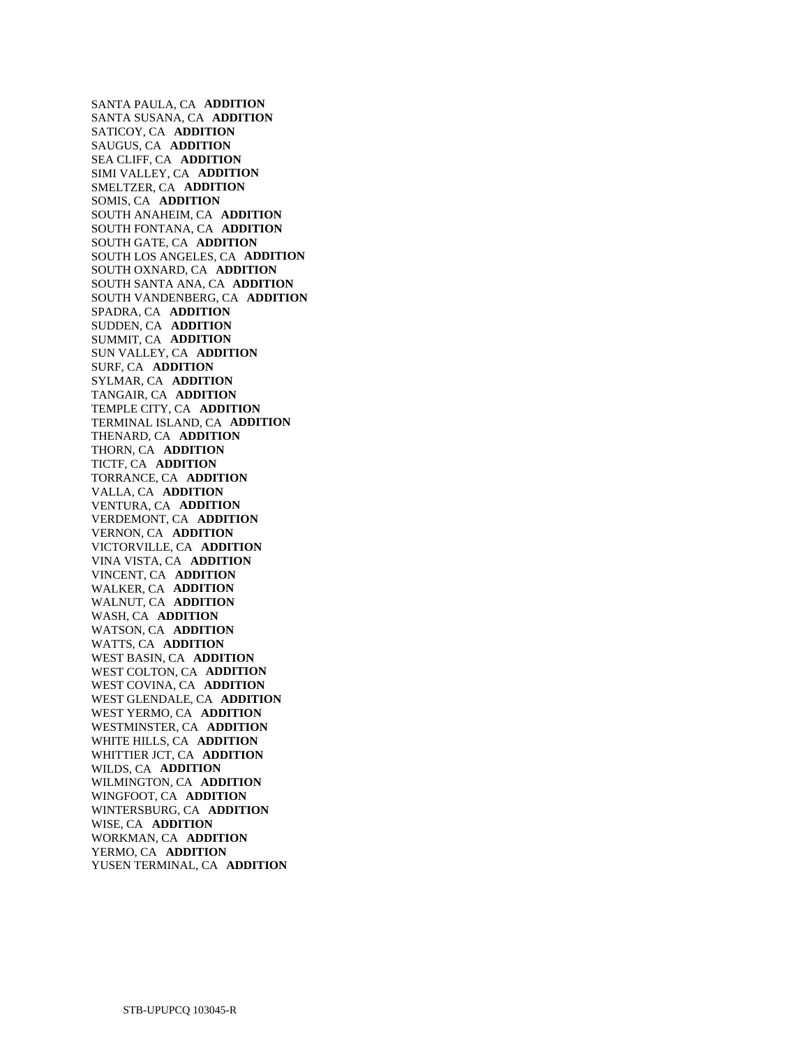SANTA PAULA, CA **ADDITION**
SANTA SUSANA, CA **ADDITION**
SATICOY, CA **ADDITION**
SAUGUS, CA **ADDITION**
SEA CLIFF, CA **ADDITION**
SIMI VALLEY, CA **ADDITION**
SMELTZER, CA **ADDITION**
SOMIS, CA **ADDITION**
SOUTH ANAHEIM, CA **ADDITION**
SOUTH FONTANA, CA **ADDITION**
SOUTH GATE, CA **ADDITION**
SOUTH LOS ANGELES, CA **ADDITION**
SOUTH OXNARD, CA **ADDITION**
SOUTH SANTA ANA, CA **ADDITION**
SOUTH VANDENBERG, CA **ADDITION**
SPADRA, CA **ADDITION**
SUDDEN, CA **ADDITION**
SUMMIT, CA **ADDITION**
SUN VALLEY, CA **ADDITION**
SURF, CA **ADDITION**
SYLMAR, CA **ADDITION**
TANGAIR, CA **ADDITION**
TEMPLE CITY, CA **ADDITION**
TERMINAL ISLAND, CA **ADDITION**
THENARD, CA **ADDITION**
THORN, CA **ADDITION**
TICTF, CA **ADDITION**
TORRANCE, CA **ADDITION**
VALLA, CA **ADDITION**
VENTURA, CA **ADDITION**
VERDEMONT, CA **ADDITION**
VERNON, CA **ADDITION**
VICTORVILLE, CA **ADDITION**
VINA VISTA, CA **ADDITION**
VINCENT, CA **ADDITION**
WALKER, CA **ADDITION**
WALNUT, CA **ADDITION**
WASH, CA **ADDITION**
WATSON, CA **ADDITION**
WATTS, CA **ADDITION**
WEST BASIN, CA **ADDITION**
WEST COLTON, CA **ADDITION**
WEST COVINA, CA **ADDITION**
WEST GLENDALE, CA **ADDITION**
WEST YERMO, CA **ADDITION**
WESTMINSTER, CA **ADDITION**
WHITE HILLS, CA **ADDITION**
WHITTIER JCT, CA **ADDITION**
WILDS, CA **ADDITION**
WILMINGTON, CA **ADDITION**
WINGFOOT, CA **ADDITION**
WINTERSBURG, CA **ADDITION**
WISE, CA **ADDITION**
WORKMAN, CA **ADDITION**
YERMO, CA **ADDITION**
YUSEN TERMINAL, CA **ADDITION**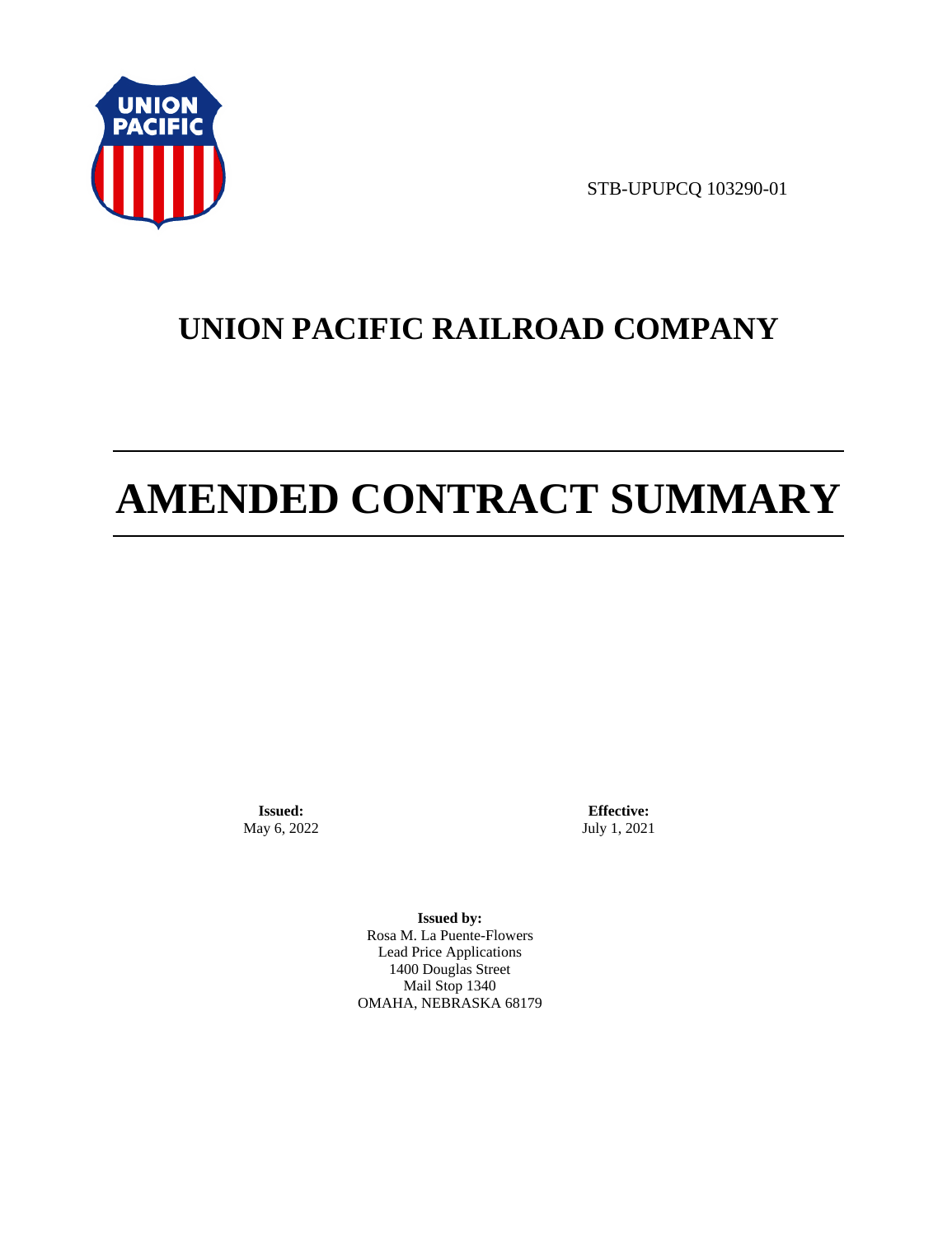STB-UPUPCQ 103290-01

# UNION PACIFIC RAILROAD COMPANY

# AMENDED CONTRACT SUMMARY

**Issued:**
May 6, 2022

**Effective:**
July 1, 2021

**Issued by:**
Rosa M. La Puente-Flowers
Lead Price Applications
1400 Douglas Street
Mail Stop 1340
OMAHA, NEBRASKA 68179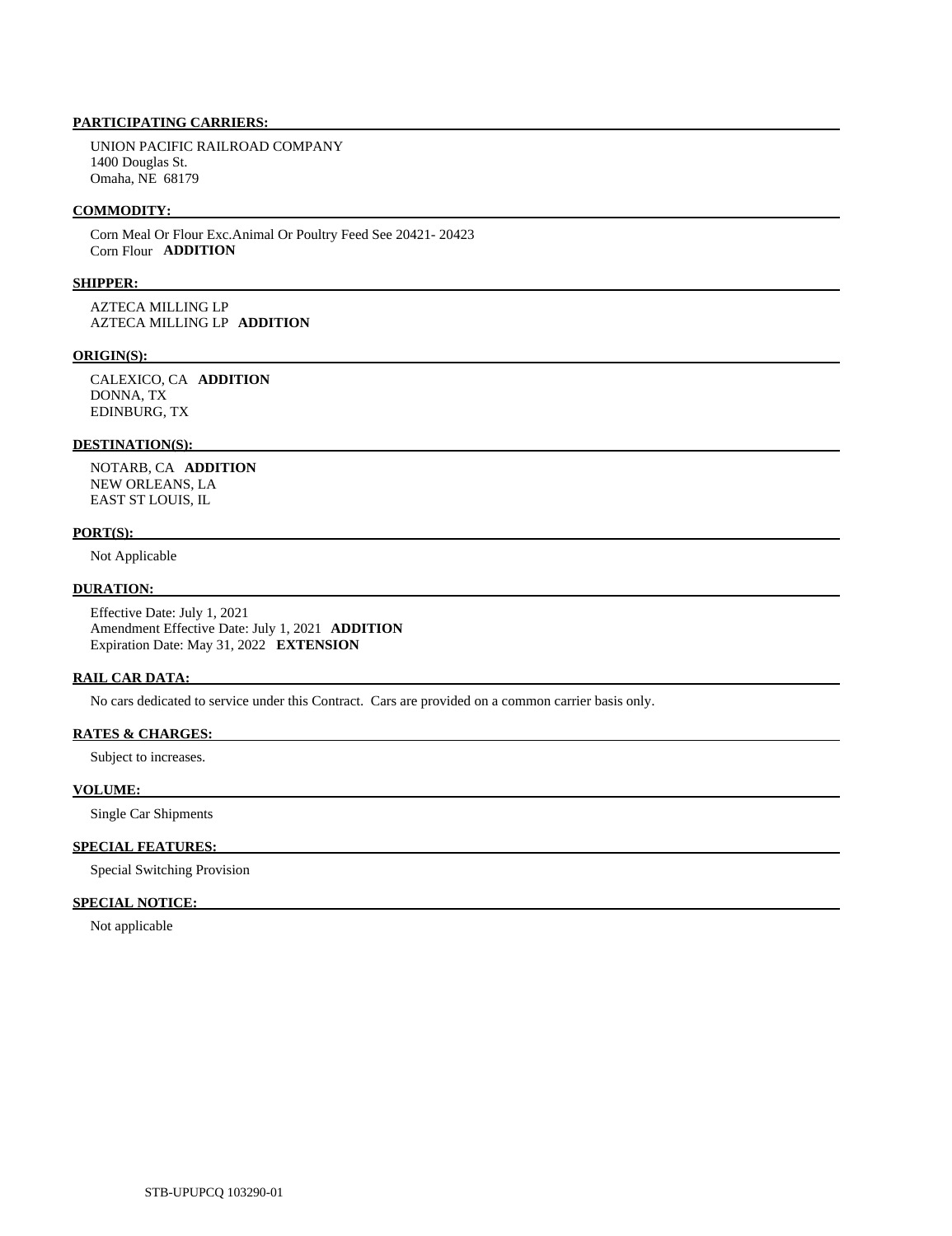**PARTICIPATING CARRIERS:**

UNION PACIFIC RAILROAD COMPANY
1400 Douglas St.
Omaha, NE 68179

**COMMODITY:**

Corn Meal Or Flour Exc.Animal Or Poultry Feed See 20421- 20423
Corn Flour **ADDITION**

**SHIPPER:**

AZTECA MILLING LP
AZTECA MILLING LP **ADDITION**

**ORIGIN(S):**

CALEXICO, CA **ADDITION**
DONNA, TX
EDINBURG, TX

**DESTINATION(S):**

NOTARB, CA **ADDITION**
NEW ORLEANS, LA
EAST ST LOUIS, IL

**PORT(S):**

Not Applicable

**DURATION:**

Effective Date: July 1, 2021
Amendment Effective Date: July 1, 2021 **ADDITION**
Expiration Date: May 31, 2022 **EXTENSION**

**RAIL CAR DATA:**

No cars dedicated to service under this Contract. Cars are provided on a common carrier basis only.

**RATES & CHARGES:**

Subject to increases.

**VOLUME:**

Single Car Shipments

**SPECIAL FEATURES:**

Special Switching Provision

**SPECIAL NOTICE:**

Not applicable

STB-UPUPCQ 103290-01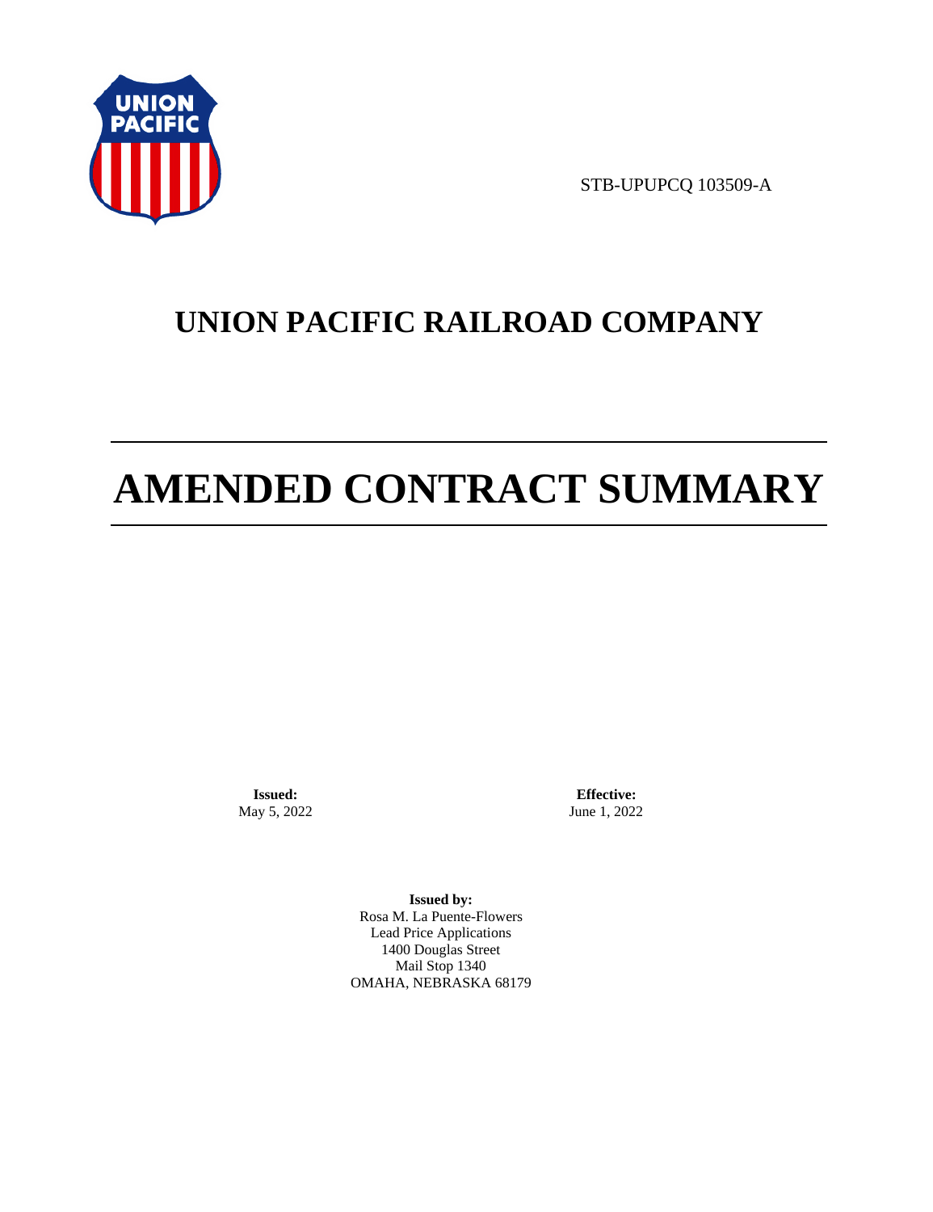STB-UPUPCQ 103509-A

# UNION PACIFIC RAILROAD COMPANY

# AMENDED CONTRACT SUMMARY

**Issued:**
May 5, 2022

**Effective:**
June 1, 2022

**Issued by:**
Rosa M. La Puente-Flowers
Lead Price Applications
1400 Douglas Street
Mail Stop 1340
OMAHA, NEBRASKA 68179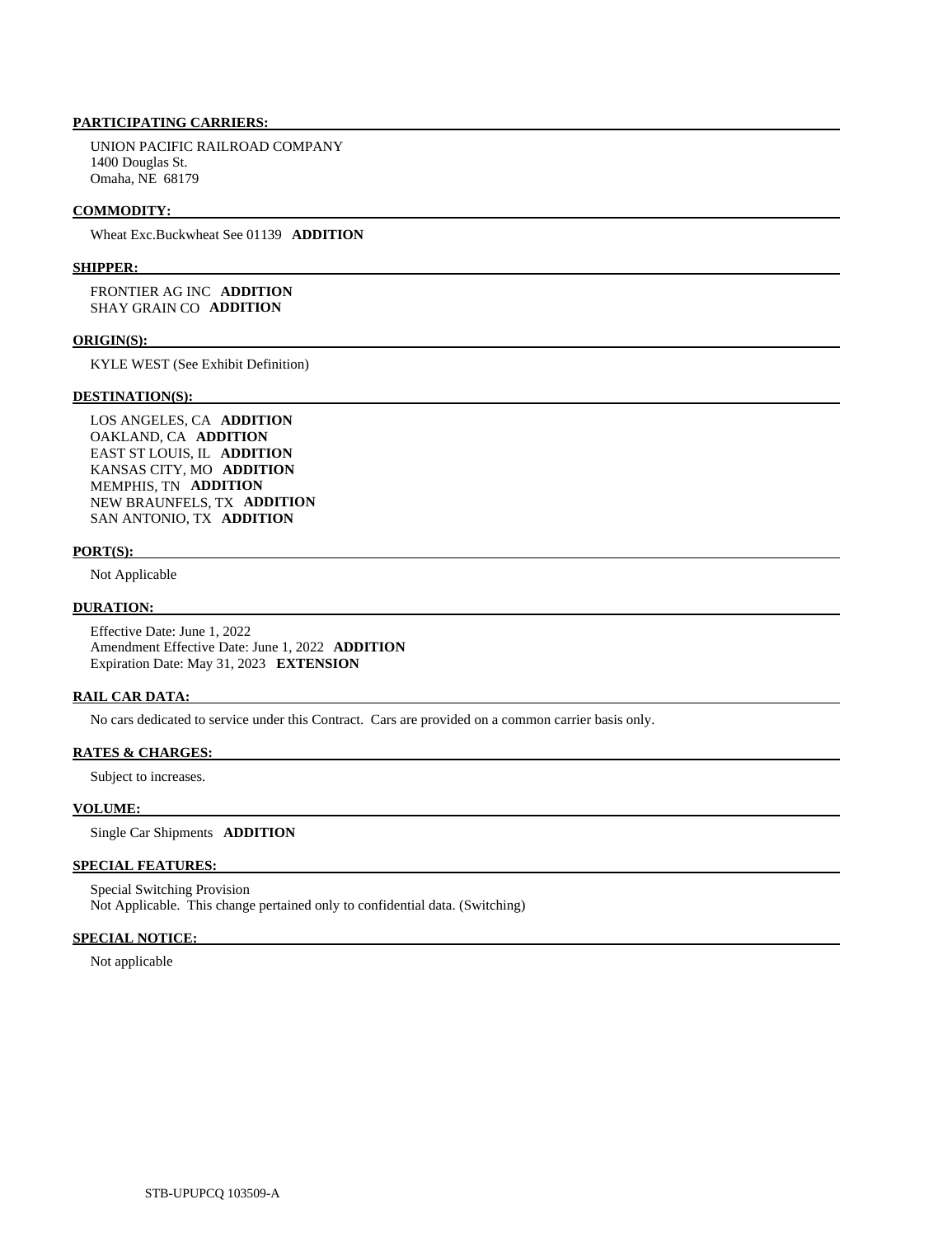**PARTICIPATING CARRIERS:**

UNION PACIFIC RAILROAD COMPANY
1400 Douglas St.
Omaha, NE 68179

**COMMODITY:**

Wheat Exc.Buckwheat See 01139 **ADDITION**

**SHIPPER:**

FRONTIER AG INC **ADDITION**
SHAY GRAIN CO **ADDITION**

**ORIGIN(S):**

KYLE WEST (See Exhibit Definition)

**DESTINATION(S):**

LOS ANGELES, CA **ADDITION**
OAKLAND, CA **ADDITION**
EAST ST LOUIS, IL **ADDITION**
KANSAS CITY, MO **ADDITION**
MEMPHIS, TN **ADDITION**
NEW BRAUNFELS, TX **ADDITION**
SAN ANTONIO, TX **ADDITION**

**PORT(S):**

Not Applicable

**DURATION:**

Effective Date: June 1, 2022
Amendment Effective Date: June 1, 2022 **ADDITION**
Expiration Date: May 31, 2023 **EXTENSION**

**RAIL CAR DATA:**

No cars dedicated to service under this Contract. Cars are provided on a common carrier basis only.

**RATES & CHARGES:**

Subject to increases.

**VOLUME:**

Single Car Shipments **ADDITION**

**SPECIAL FEATURES:**

Special Switching Provision
Not Applicable. This change pertained only to confidential data. (Switching)

**SPECIAL NOTICE:**

Not applicable

STB-UPUPCQ 103509-A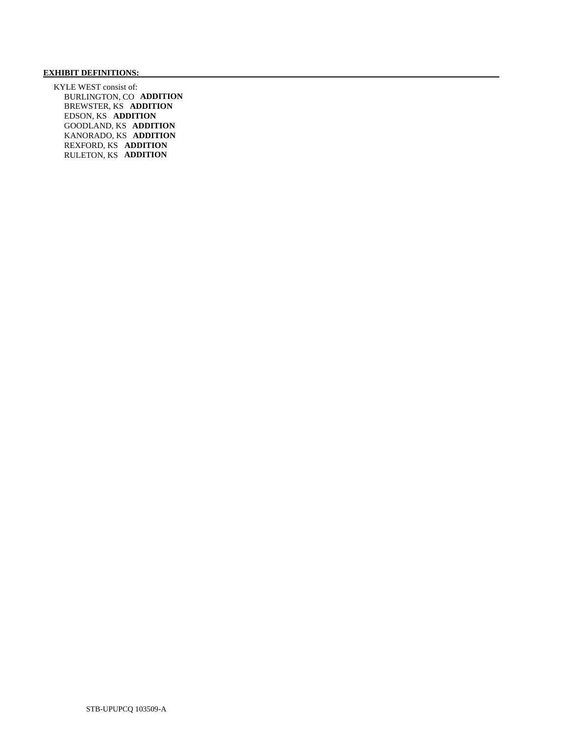**EXHIBIT DEFINITIONS:**

KYLE WEST consist of:

- BURLINGTON, CO **ADDITION**
- BREWSTER, KS **ADDITION**
- EDSON, KS **ADDITION**
- GOODLAND, KS **ADDITION**
- KANORADO, KS **ADDITION**
- REXFORD, KS **ADDITION**
- RULETON, KS **ADDITION**

STB-UPUPCQ 103509-A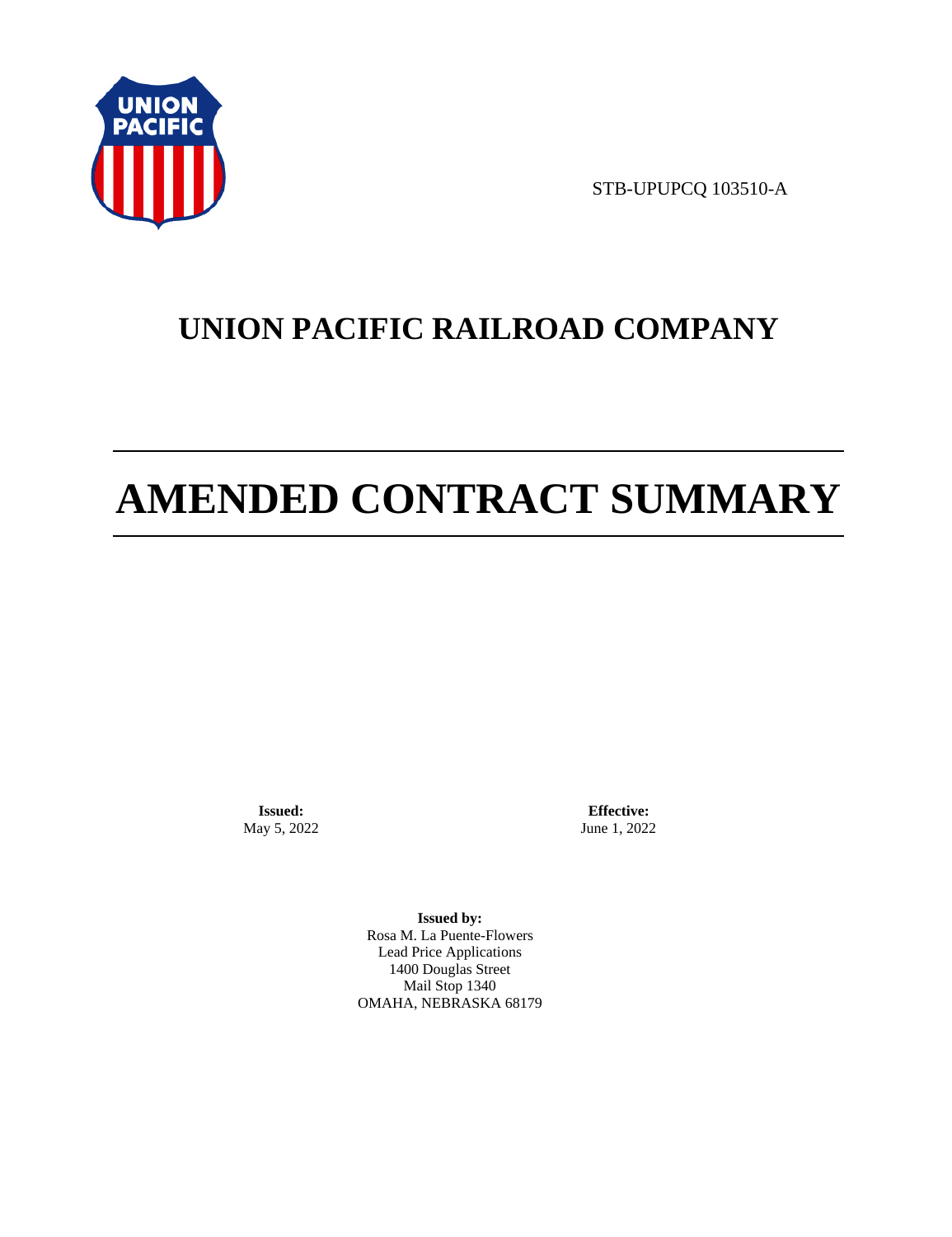STB-UPUPCQ 103510-A

# UNION PACIFIC RAILROAD COMPANY

# AMENDED CONTRACT SUMMARY

**Issued:**
May 5, 2022

**Effective:**
June 1, 2022

**Issued by:**
Rosa M. La Puente-Flowers
Lead Price Applications
1400 Douglas Street
Mail Stop 1340
OMAHA, NEBRASKA 68179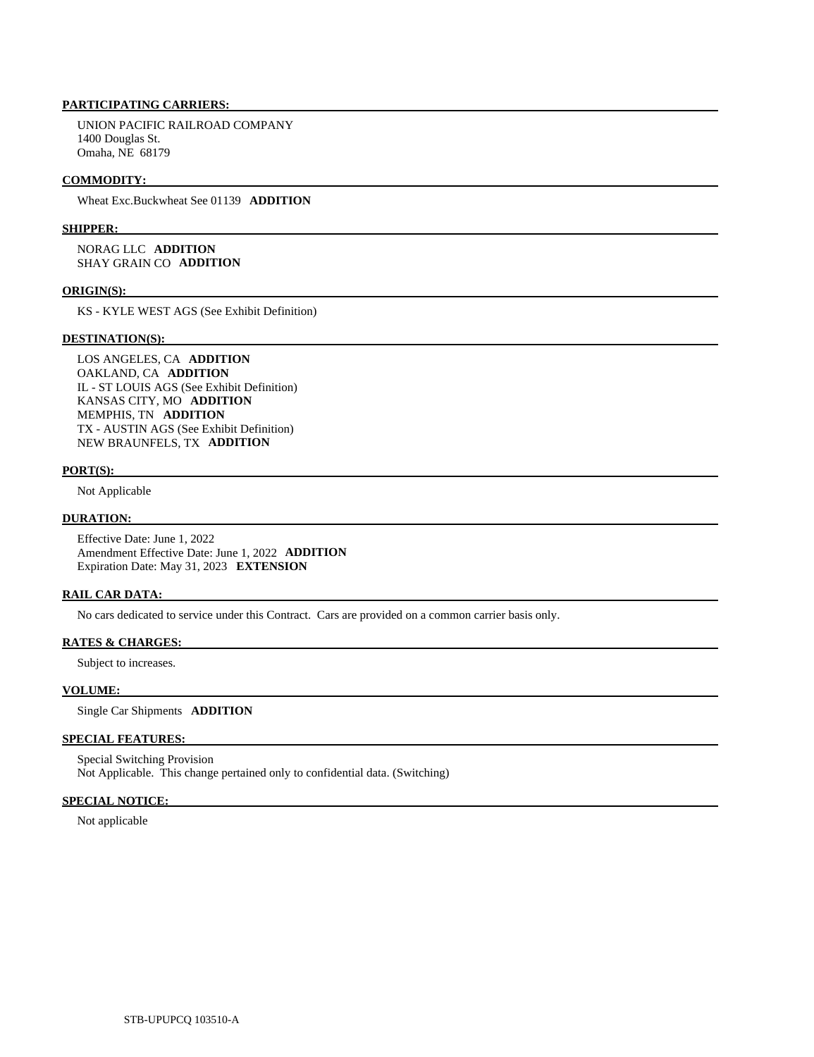**PARTICIPATING CARRIERS:**

UNION PACIFIC RAILROAD COMPANY
1400 Douglas St.
Omaha, NE 68179

**COMMODITY:**

Wheat Exc.Buckwheat See 01139 **ADDITION**

**SHIPPER:**

NORAG LLC **ADDITION**
SHAY GRAIN CO **ADDITION**

**ORIGIN(S):**

KS - KYLE WEST AGS (See Exhibit Definition)

**DESTINATION(S):**

LOS ANGELES, CA **ADDITION**
OAKLAND, CA **ADDITION**
IL - ST LOUIS AGS (See Exhibit Definition)
KANSAS CITY, MO **ADDITION**
MEMPHIS, TN **ADDITION**
TX - AUSTIN AGS (See Exhibit Definition)
NEW BRAUNFELS, TX **ADDITION**

**PORT(S):**

Not Applicable

**DURATION:**

Effective Date: June 1, 2022
Amendment Effective Date: June 1, 2022 **ADDITION**
Expiration Date: May 31, 2023 **EXTENSION**

**RAIL CAR DATA:**

No cars dedicated to service under this Contract. Cars are provided on a common carrier basis only.

**RATES & CHARGES:**

Subject to increases.

**VOLUME:**

Single Car Shipments **ADDITION**

**SPECIAL FEATURES:**

Special Switching Provision
Not Applicable. This change pertained only to confidential data. (Switching)

**SPECIAL NOTICE:**

Not applicable

STB-UPUPCQ 103510-A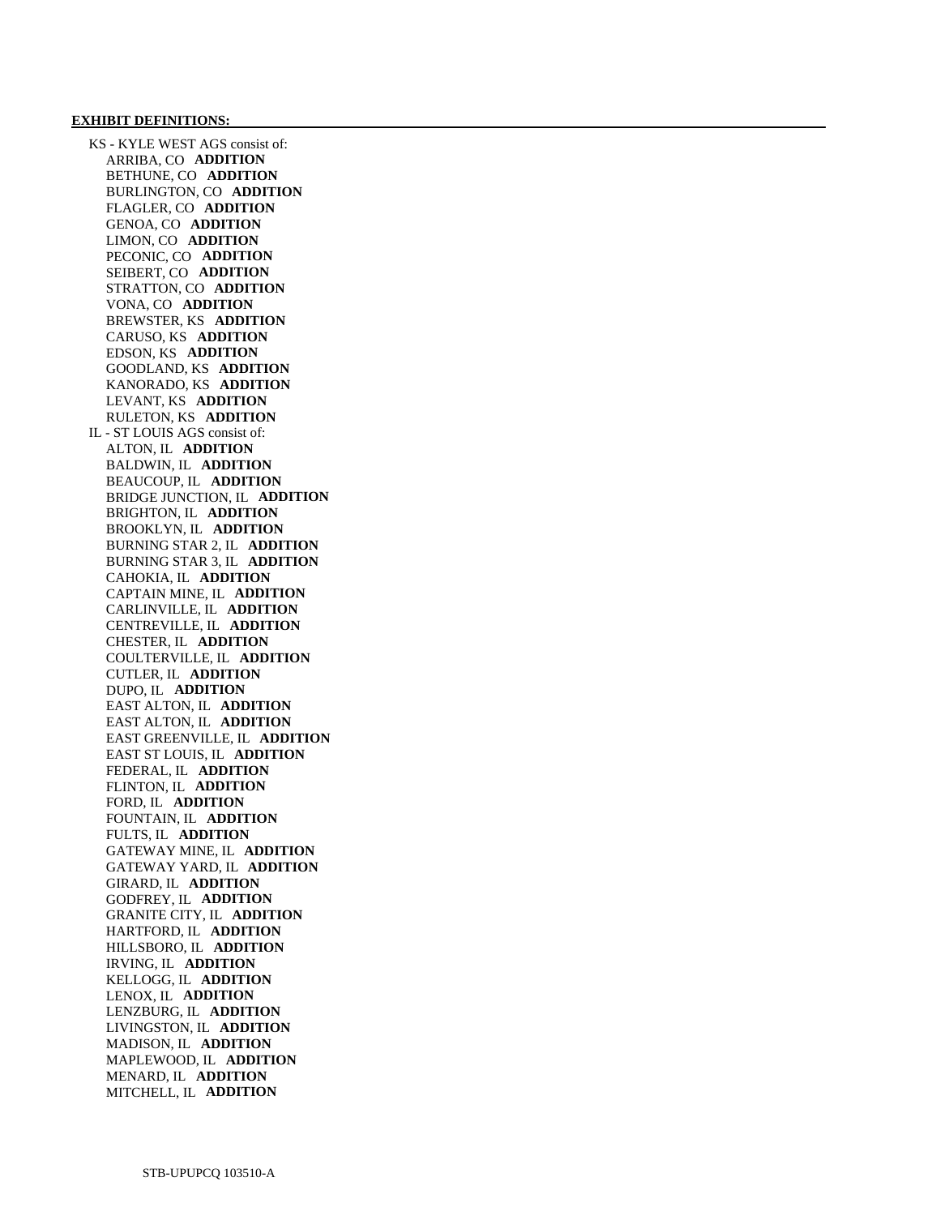**EXHIBIT DEFINITIONS:**

KS - KYLE WEST AGS consist of:
- ARRIBA, CO **ADDITION**
- BETHUNE, CO **ADDITION**
- BURLINGTON, CO **ADDITION**
- FLAGLER, CO **ADDITION**
- GENOA, CO **ADDITION**
- LIMON, CO **ADDITION**
- PECONIC, CO **ADDITION**
- SEIBERT, CO **ADDITION**
- STRATTON, CO **ADDITION**
- VONA, CO **ADDITION**
- BREWSTER, KS **ADDITION**
- CARUSO, KS **ADDITION**
- EDSON, KS **ADDITION**
- GOODLAND, KS **ADDITION**
- KANORADO, KS **ADDITION**
- LEVANT, KS **ADDITION**
- RULETON, KS **ADDITION**

IL - ST LOUIS AGS consist of:
- ALTON, IL **ADDITION**
- BALDWIN, IL **ADDITION**
- BEAUCOUP, IL **ADDITION**
- BRIDGE JUNCTION, IL **ADDITION**
- BRIGHTON, IL **ADDITION**
- BROOKLYN, IL **ADDITION**
- BURNING STAR 2, IL **ADDITION**
- BURNING STAR 3, IL **ADDITION**
- CAHOKIA, IL **ADDITION**
- CAPTAIN MINE, IL **ADDITION**
- CARLINVILLE, IL **ADDITION**
- CENTREVILLE, IL **ADDITION**
- CHESTER, IL **ADDITION**
- COULTERVILLE, IL **ADDITION**
- CUTLER, IL **ADDITION**
- DUPO, IL **ADDITION**
- EAST ALTON, IL **ADDITION**
- EAST ALTON, IL **ADDITION**
- EAST GREENVILLE, IL **ADDITION**
- EAST ST LOUIS, IL **ADDITION**
- FEDERAL, IL **ADDITION**
- FLINTON, IL **ADDITION**
- FORD, IL **ADDITION**
- FOUNTAIN, IL **ADDITION**
- FULTS, IL **ADDITION**
- GATEWAY MINE, IL **ADDITION**
- GATEWAY YARD, IL **ADDITION**
- GIRARD, IL **ADDITION**
- GODFREY, IL **ADDITION**
- GRANITE CITY, IL **ADDITION**
- HARTFORD, IL **ADDITION**
- HILLSBORO, IL **ADDITION**
- IRVING, IL **ADDITION**
- KELLOGG, IL **ADDITION**
- LENOX, IL **ADDITION**
- LENZBURG, IL **ADDITION**
- LIVINGSTON, IL **ADDITION**
- MADISON, IL **ADDITION**
- MAPLEWOOD, IL **ADDITION**
- MENARD, IL **ADDITION**
- MITCHELL, IL **ADDITION**

STB-UPUPCQ 103510-A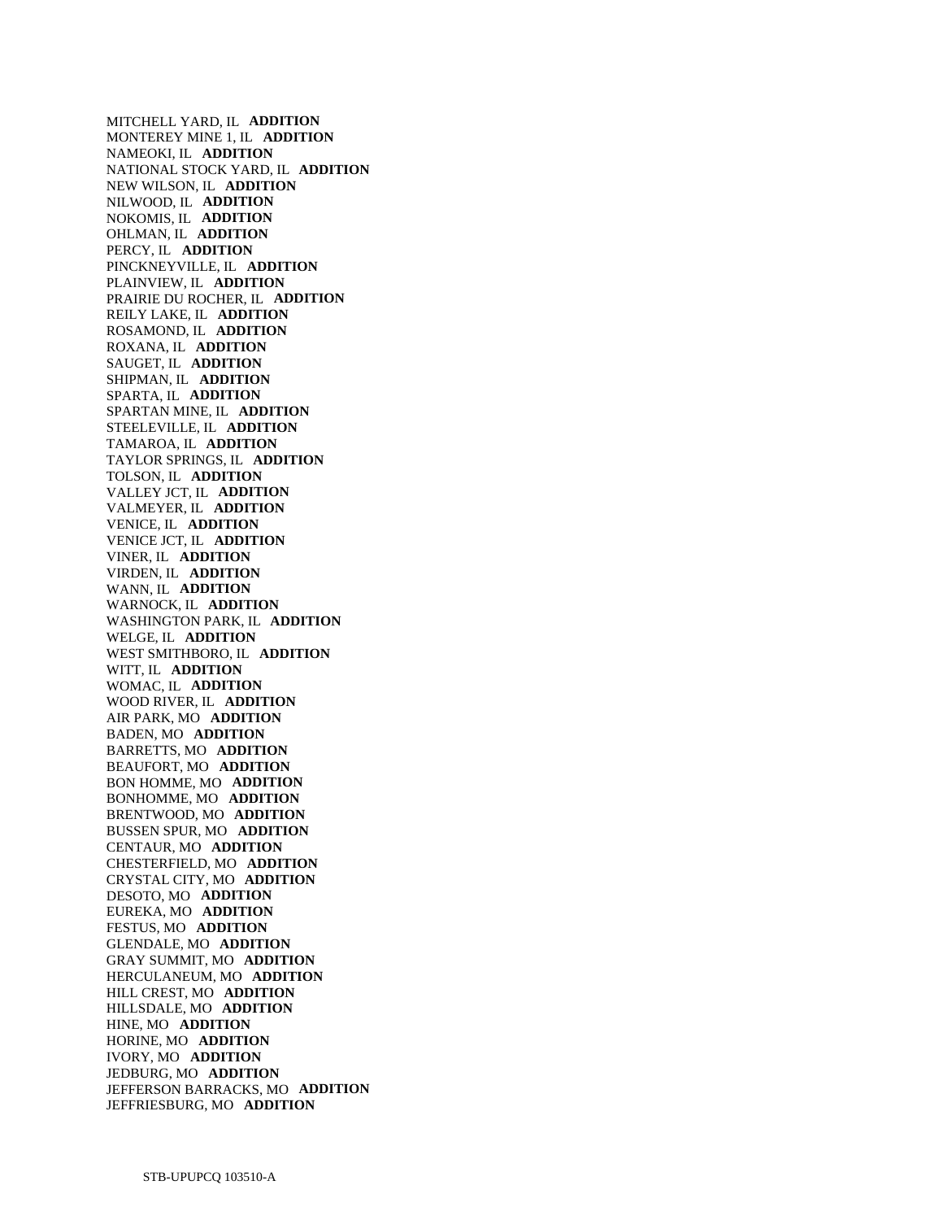MITCHELL YARD, IL **ADDITION**
MONTEREY MINE 1, IL **ADDITION**
NAMEOKI, IL **ADDITION**
NATIONAL STOCK YARD, IL **ADDITION**
NEW WILSON, IL **ADDITION**
NILWOOD, IL **ADDITION**
NOKOMIS, IL **ADDITION**
OHLMAN, IL **ADDITION**
PERCY, IL **ADDITION**
PINCKNEYVILLE, IL **ADDITION**
PLAINVIEW, IL **ADDITION**
PRAIRIE DU ROCHER, IL **ADDITION**
REILY LAKE, IL **ADDITION**
ROSAMOND, IL **ADDITION**
ROXANA, IL **ADDITION**
SAUGET, IL **ADDITION**
SHIPMAN, IL **ADDITION**
SPARTA, IL **ADDITION**
SPARTAN MINE, IL **ADDITION**
STEELEVILLE, IL **ADDITION**
TAMAROA, IL **ADDITION**
TAYLOR SPRINGS, IL **ADDITION**
TOLSON, IL **ADDITION**
VALLEY JCT, IL **ADDITION**
VALMEYER, IL **ADDITION**
VENICE, IL **ADDITION**
VENICE JCT, IL **ADDITION**
VINER, IL **ADDITION**
VIRDEN, IL **ADDITION**
WANN, IL **ADDITION**
WARNOCK, IL **ADDITION**
WASHINGTON PARK, IL **ADDITION**
WELGE, IL **ADDITION**
WEST SMITHBORO, IL **ADDITION**
WITT, IL **ADDITION**
WOMAC, IL **ADDITION**
WOOD RIVER, IL **ADDITION**
AIR PARK, MO **ADDITION**
BADEN, MO **ADDITION**
BARRETTS, MO **ADDITION**
BEAUFORT, MO **ADDITION**
BON HOMME, MO **ADDITION**
BONHOMME, MO **ADDITION**
BRENTWOOD, MO **ADDITION**
BUSSEN SPUR, MO **ADDITION**
CENTAUR, MO **ADDITION**
CHESTERFIELD, MO **ADDITION**
CRYSTAL CITY, MO **ADDITION**
DESOTO, MO **ADDITION**
EUREKA, MO **ADDITION**
FESTUS, MO **ADDITION**
GLENDALE, MO **ADDITION**
GRAY SUMMIT, MO **ADDITION**
HERCULANEUM, MO **ADDITION**
HILL CREST, MO **ADDITION**
HILLSDALE, MO **ADDITION**
HINE, MO **ADDITION**
HORINE, MO **ADDITION**
IVORY, MO **ADDITION**
JEDBURG, MO **ADDITION**
JEFFERSON BARRACKS, MO **ADDITION**
JEFFRIESBURG, MO **ADDITION**

STB-UPUPCQ 103510-A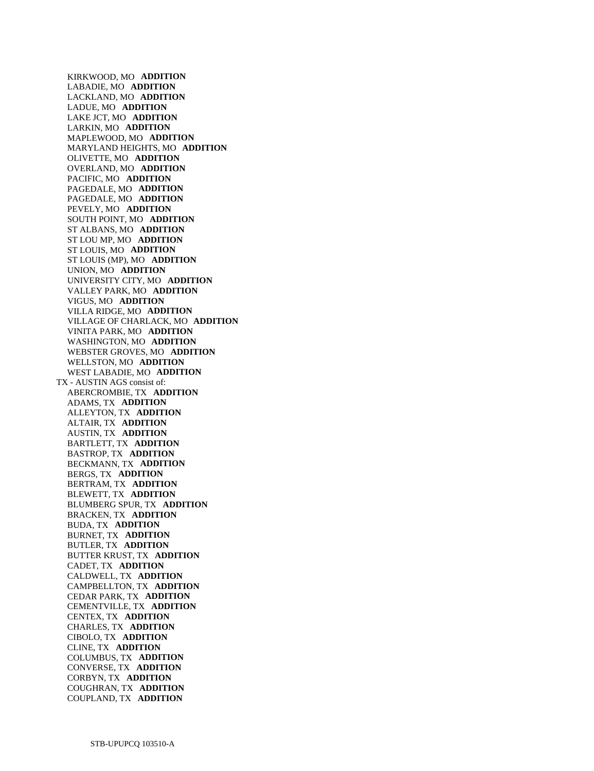KIRKWOOD, MO **ADDITION**
LABADIE, MO **ADDITION**
LACKLAND, MO **ADDITION**
LADUE, MO **ADDITION**
LAKE JCT, MO **ADDITION**
LARKIN, MO **ADDITION**
MAPLEWOOD, MO **ADDITION**
MARYLAND HEIGHTS, MO **ADDITION**
OLIVETTE, MO **ADDITION**
OVERLAND, MO **ADDITION**
PACIFIC, MO **ADDITION**
PAGEDALE, MO **ADDITION**
PAGEDALE, MO **ADDITION**
PEVELY, MO **ADDITION**
SOUTH POINT, MO **ADDITION**
ST ALBANS, MO **ADDITION**
ST LOU MP, MO **ADDITION**
ST LOUIS, MO **ADDITION**
ST LOUIS (MP), MO **ADDITION**
UNION, MO **ADDITION**
UNIVERSITY CITY, MO **ADDITION**
VALLEY PARK, MO **ADDITION**
VIGUS, MO **ADDITION**
VILLA RIDGE, MO **ADDITION**
VILLAGE OF CHARLACK, MO **ADDITION**
VINITA PARK, MO **ADDITION**
WASHINGTON, MO **ADDITION**
WEBSTER GROVES, MO **ADDITION**
WELLSTON, MO **ADDITION**
WEST LABADIE, MO **ADDITION**

TX - AUSTIN AGS consist of:

ABERCROMBIE, TX **ADDITION**
ADAMS, TX **ADDITION**
ALLEYTON, TX **ADDITION**
ALTAIR, TX **ADDITION**
AUSTIN, TX **ADDITION**
BARTLETT, TX **ADDITION**
BASTROP, TX **ADDITION**
BECKMANN, TX **ADDITION**
BERGS, TX **ADDITION**
BERTRAM, TX **ADDITION**
BLEWETT, TX **ADDITION**
BLUMBERG SPUR, TX **ADDITION**
BRACKEN, TX **ADDITION**
BUDA, TX **ADDITION**
BURNET, TX **ADDITION**
BUTLER, TX **ADDITION**
BUTTER KRUST, TX **ADDITION**
CADET, TX **ADDITION**
CALDWELL, TX **ADDITION**
CAMPBELLTON, TX **ADDITION**
CEDAR PARK, TX **ADDITION**
CEMENTVILLE, TX **ADDITION**
CENTEX, TX **ADDITION**
CHARLES, TX **ADDITION**
CIBOLO, TX **ADDITION**
CLINE, TX **ADDITION**
COLUMBUS, TX **ADDITION**
CONVERSE, TX **ADDITION**
CORBYN, TX **ADDITION**
COUGHRAN, TX **ADDITION**
COUPLAND, TX **ADDITION**

STB-UPUPCQ 103510-A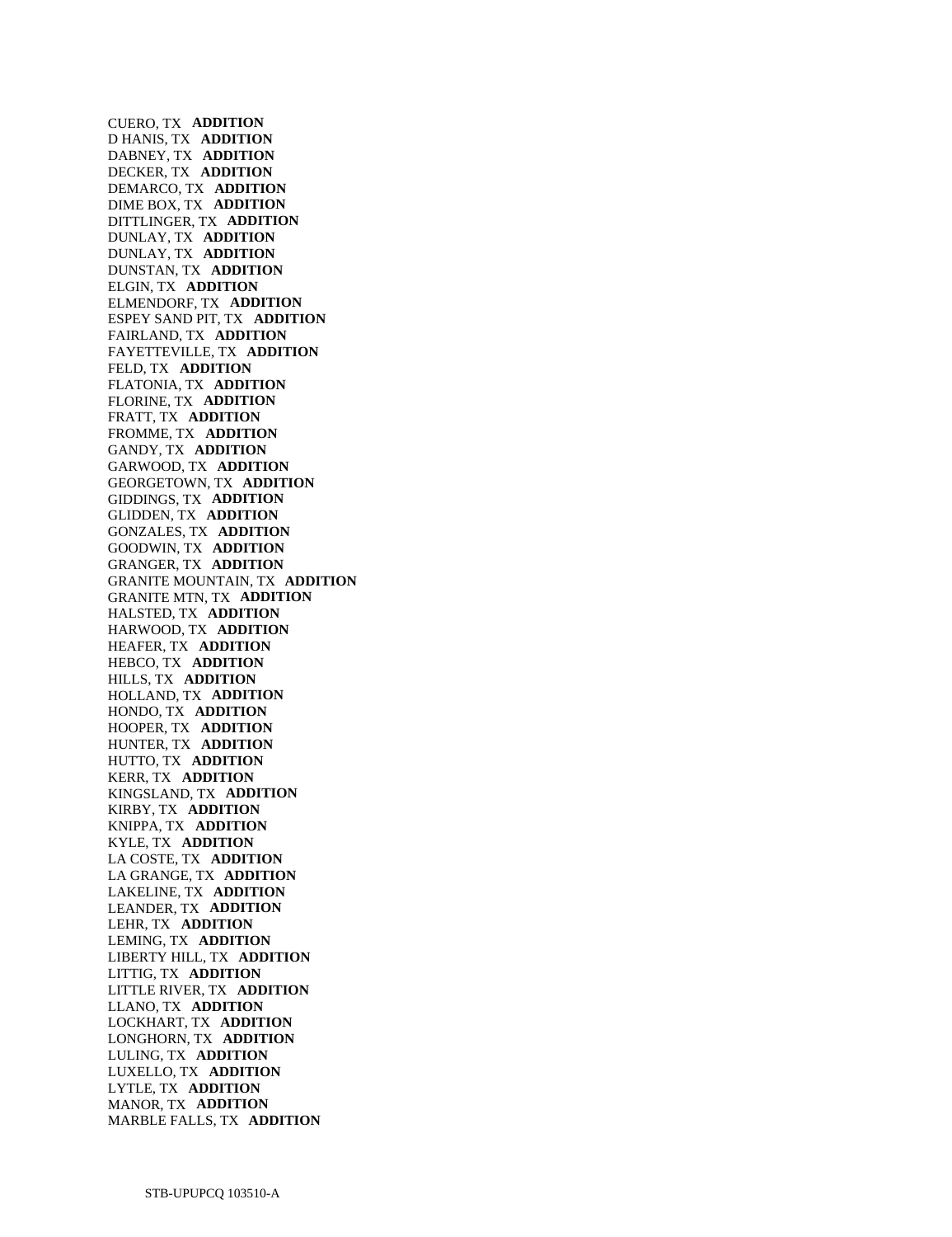CUERO, TX **ADDITION**
D HANIS, TX **ADDITION**
DABNEY, TX **ADDITION**
DECKER, TX **ADDITION**
DEMARCO, TX **ADDITION**
DIME BOX, TX **ADDITION**
DITTLINGER, TX **ADDITION**
DUNLAY, TX **ADDITION**
DUNLAY, TX **ADDITION**
DUNSTAN, TX **ADDITION**
ELGIN, TX **ADDITION**
ELMENDORF, TX **ADDITION**
ESPEY SAND PIT, TX **ADDITION**
FAIRLAND, TX **ADDITION**
FAYETTEVILLE, TX **ADDITION**
FELD, TX **ADDITION**
FLATONIA, TX **ADDITION**
FLORINE, TX **ADDITION**
FRATT, TX **ADDITION**
FROMME, TX **ADDITION**
GANDY, TX **ADDITION**
GARWOOD, TX **ADDITION**
GEORGETOWN, TX **ADDITION**
GIDDINGS, TX **ADDITION**
GLIDDEN, TX **ADDITION**
GONZALES, TX **ADDITION**
GOODWIN, TX **ADDITION**
GRANGER, TX **ADDITION**
GRANITE MOUNTAIN, TX **ADDITION**
GRANITE MTN, TX **ADDITION**
HALSTED, TX **ADDITION**
HARWOOD, TX **ADDITION**
HEAFER, TX **ADDITION**
HEBCO, TX **ADDITION**
HILLS, TX **ADDITION**
HOLLAND, TX **ADDITION**
HONDO, TX **ADDITION**
HOOPER, TX **ADDITION**
HUNTER, TX **ADDITION**
HUTTO, TX **ADDITION**
KERR, TX **ADDITION**
KINGSLAND, TX **ADDITION**
KIRBY, TX **ADDITION**
KNIPPA, TX **ADDITION**
KYLE, TX **ADDITION**
LA COSTE, TX **ADDITION**
LA GRANGE, TX **ADDITION**
LAKELINE, TX **ADDITION**
LEANDER, TX **ADDITION**
LEHR, TX **ADDITION**
LEMING, TX **ADDITION**
LIBERTY HILL, TX **ADDITION**
LITTIG, TX **ADDITION**
LITTLE RIVER, TX **ADDITION**
LLANO, TX **ADDITION**
LOCKHART, TX **ADDITION**
LONGHORN, TX **ADDITION**
LULING, TX **ADDITION**
LUXELLO, TX **ADDITION**
LYTLE, TX **ADDITION**
MANOR, TX **ADDITION**
MARBLE FALLS, TX **ADDITION**

STB-UPUPCQ 103510-A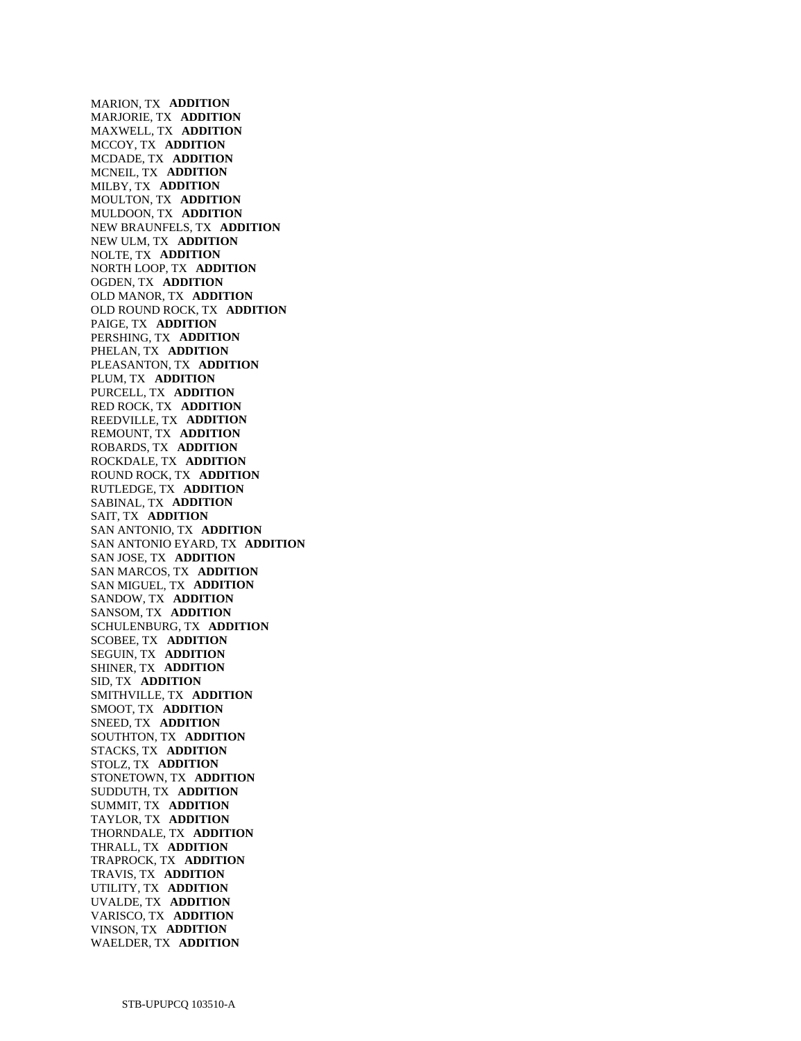MARION, TX **ADDITION**
MARJORIE, TX **ADDITION**
MAXWELL, TX **ADDITION**
MCCOY, TX **ADDITION**
MCDADE, TX **ADDITION**
MCNEIL, TX **ADDITION**
MILBY, TX **ADDITION**
MOULTON, TX **ADDITION**
MULDOON, TX **ADDITION**
NEW BRAUNFELS, TX **ADDITION**
NEW ULM, TX **ADDITION**
NOLTE, TX **ADDITION**
NORTH LOOP, TX **ADDITION**
OGDEN, TX **ADDITION**
OLD MANOR, TX **ADDITION**
OLD ROUND ROCK, TX **ADDITION**
PAIGE, TX **ADDITION**
PERSHING, TX **ADDITION**
PHELAN, TX **ADDITION**
PLEASANTON, TX **ADDITION**
PLUM, TX **ADDITION**
PURCELL, TX **ADDITION**
RED ROCK, TX **ADDITION**
REEDVILLE, TX **ADDITION**
REMOUNT, TX **ADDITION**
ROBARDS, TX **ADDITION**
ROCKDALE, TX **ADDITION**
ROUND ROCK, TX **ADDITION**
RUTLEDGE, TX **ADDITION**
SABINAL, TX **ADDITION**
SAIT, TX **ADDITION**
SAN ANTONIO, TX **ADDITION**
SAN ANTONIO EYARD, TX **ADDITION**
SAN JOSE, TX **ADDITION**
SAN MARCOS, TX **ADDITION**
SAN MIGUEL, TX **ADDITION**
SANDOW, TX **ADDITION**
SANSOM, TX **ADDITION**
SCHULENBURG, TX **ADDITION**
SCOBEE, TX **ADDITION**
SEGUIN, TX **ADDITION**
SHINER, TX **ADDITION**
SID, TX **ADDITION**
SMITHVILLE, TX **ADDITION**
SMOOT, TX **ADDITION**
SNEED, TX **ADDITION**
SOUTHTON, TX **ADDITION**
STACKS, TX **ADDITION**
STOLZ, TX **ADDITION**
STONETOWN, TX **ADDITION**
SUDDUTH, TX **ADDITION**
SUMMIT, TX **ADDITION**
TAYLOR, TX **ADDITION**
THORNDALE, TX **ADDITION**
THRALL, TX **ADDITION**
TRAPROCK, TX **ADDITION**
TRAVIS, TX **ADDITION**
UTILITY, TX **ADDITION**
UVALDE, TX **ADDITION**
VARISCO, TX **ADDITION**
VINSON, TX **ADDITION**
WAELDER, TX **ADDITION**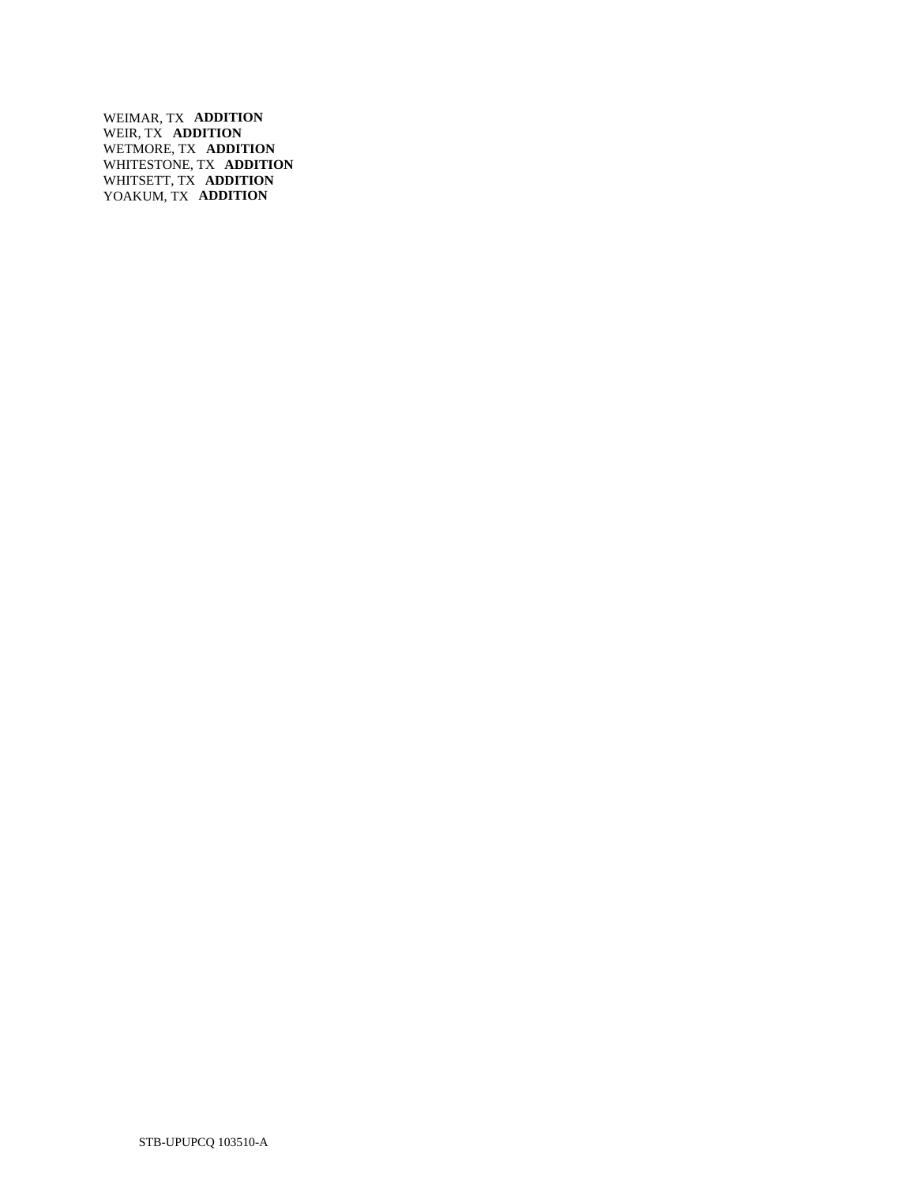WEIMAR, TX **ADDITION**
WEIR, TX **ADDITION**
WETMORE, TX **ADDITION**
WHITESTONE, TX **ADDITION**
WHITSETT, TX **ADDITION**
YOAKUM, TX **ADDITION**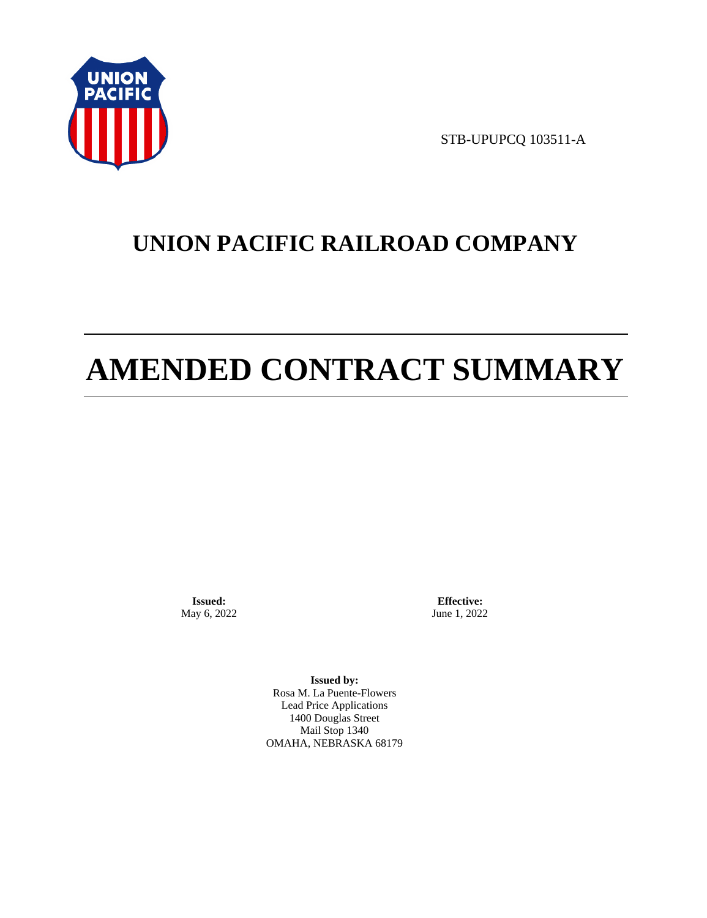STB-UPUPCQ 103511-A

# UNION PACIFIC RAILROAD COMPANY

# AMENDED CONTRACT SUMMARY

**Issued:**
May 6, 2022

**Effective:**
June 1, 2022

**Issued by:**
Rosa M. La Puente-Flowers
Lead Price Applications
1400 Douglas Street
Mail Stop 1340
OMAHA, NEBRASKA 68179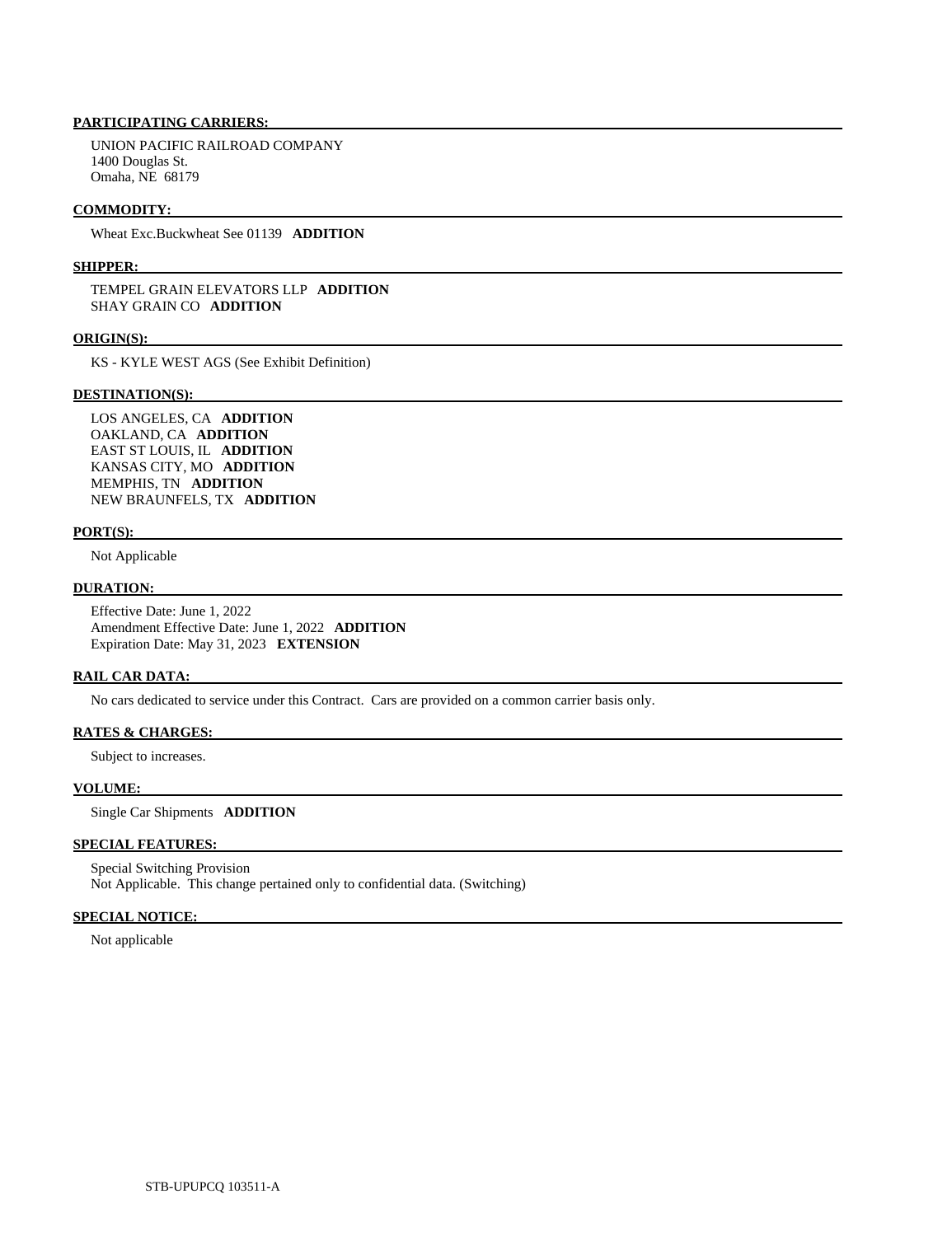**PARTICIPATING CARRIERS:**

UNION PACIFIC RAILROAD COMPANY
1400 Douglas St.
Omaha, NE 68179

**COMMODITY:**

Wheat Exc.Buckwheat See 01139 **ADDITION**

**SHIPPER:**

TEMPEL GRAIN ELEVATORS LLP **ADDITION**
SHAY GRAIN CO **ADDITION**

**ORIGIN(S):**

KS - KYLE WEST AGS (See Exhibit Definition)

**DESTINATION(S):**

LOS ANGELES, CA **ADDITION**
OAKLAND, CA **ADDITION**
EAST ST LOUIS, IL **ADDITION**
KANSAS CITY, MO **ADDITION**
MEMPHIS, TN **ADDITION**
NEW BRAUNFELS, TX **ADDITION**

**PORT(S):**

Not Applicable

**DURATION:**

Effective Date: June 1, 2022
Amendment Effective Date: June 1, 2022 **ADDITION**
Expiration Date: May 31, 2023 **EXTENSION**

**RAIL CAR DATA:**

No cars dedicated to service under this Contract. Cars are provided on a common carrier basis only.

**RATES & CHARGES:**

Subject to increases.

**VOLUME:**

Single Car Shipments **ADDITION**

**SPECIAL FEATURES:**

Special Switching Provision
Not Applicable. This change pertained only to confidential data. (Switching)

**SPECIAL NOTICE:**

Not applicable

STB-UPUPCQ 103511-A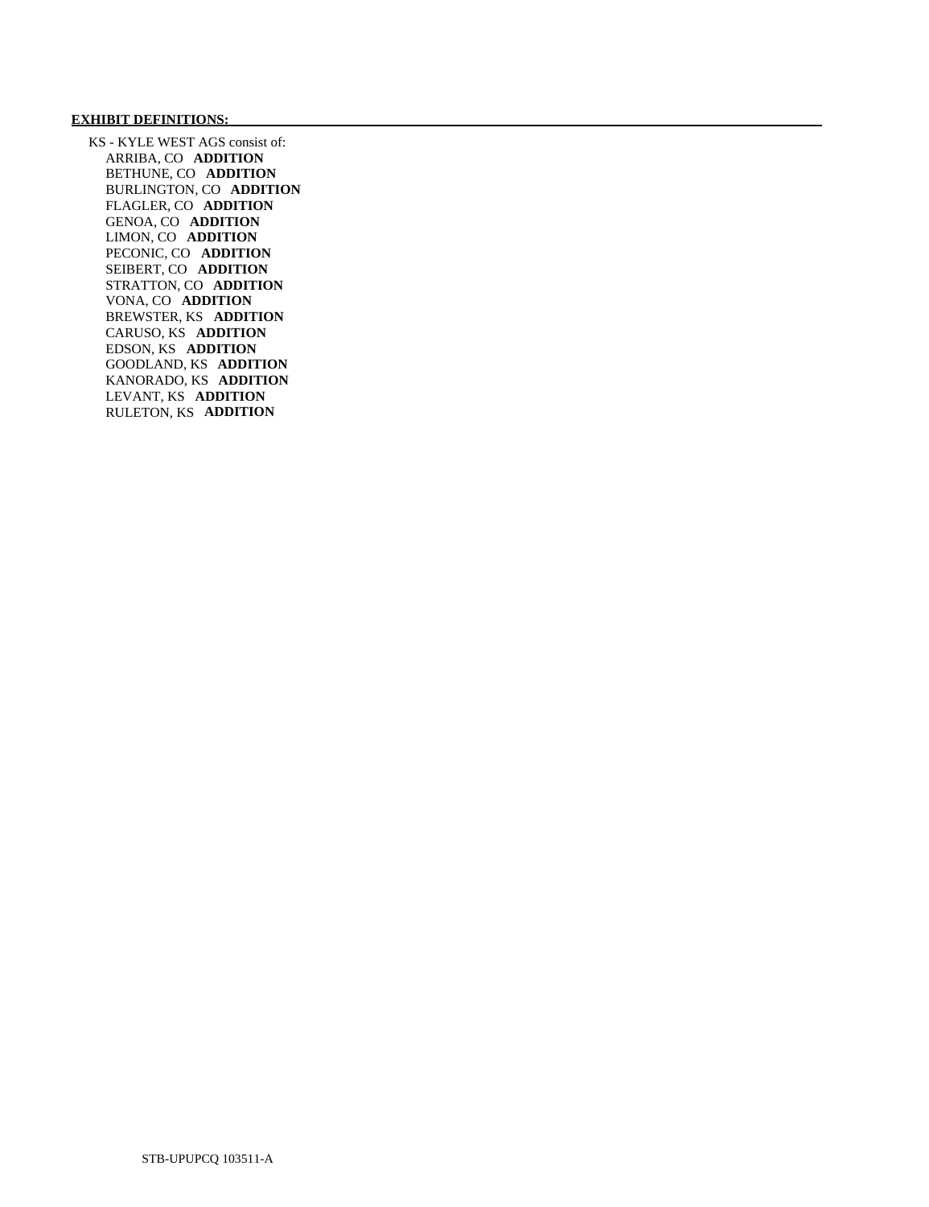**EXHIBIT DEFINITIONS:**

KS - KYLE WEST AGS consist of:

- ARRIBA, CO **ADDITION**
- BETHUNE, CO **ADDITION**
- BURLINGTON, CO **ADDITION**
- FLAGLER, CO **ADDITION**
- GENOA, CO **ADDITION**
- LIMON, CO **ADDITION**
- PECONIC, CO **ADDITION**
- SEIBERT, CO **ADDITION**
- STRATTON, CO **ADDITION**
- VONA, CO **ADDITION**
- BREWSTER, KS **ADDITION**
- CARUSO, KS **ADDITION**
- EDSON, KS **ADDITION**
- GOODLAND, KS **ADDITION**
- KANORADO, KS **ADDITION**
- LEVANT, KS **ADDITION**
- RULETON, KS **ADDITION**